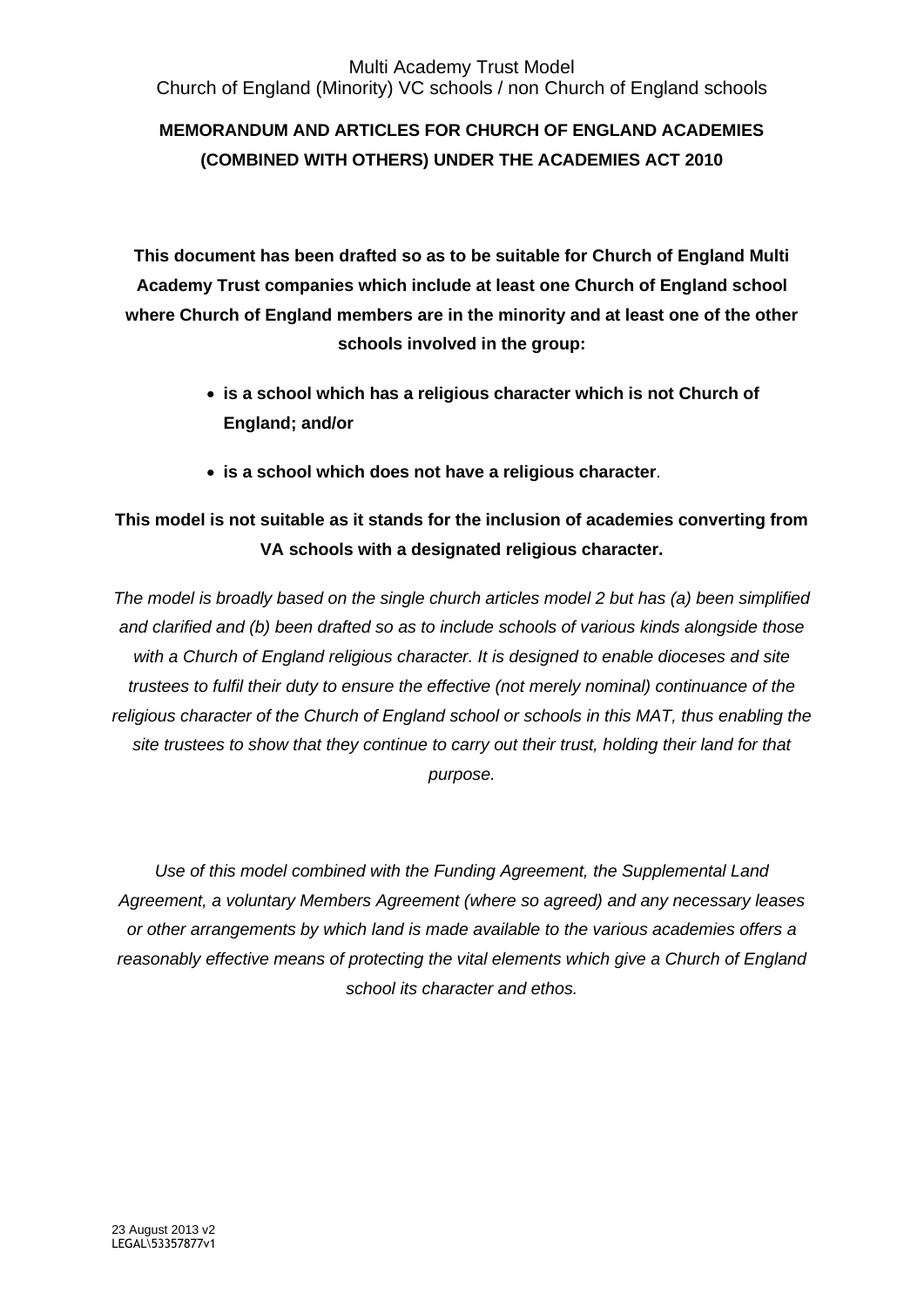Multi Academy Trust Model
Church of England (Minority) VC schools / non Church of England schools

# MEMORANDUM AND ARTICLES FOR CHURCH OF ENGLAND ACADEMIES (COMBINED WITH OTHERS) UNDER THE ACADEMIES ACT 2010

**This document has been drafted so as to be suitable for Church of England Multi Academy Trust companies which include at least one Church of England school where Church of England members are in the minority and at least one of the other schools involved in the group:**

- **is a school which has a religious character which is not Church of England; and/or**
- **is a school which does not have a religious character**.

**This model is not suitable as it stands for the inclusion of academies converting from VA schools with a designated religious character.**

*The model is broadly based on the single church articles model 2 but has (a) been simplified and clarified and (b) been drafted so as to include schools of various kinds alongside those with a Church of England religious character. It is designed to enable dioceses and site trustees to fulfil their duty to ensure the effective (not merely nominal) continuance of the religious character of the Church of England school or schools in this MAT, thus enabling the site trustees to show that they continue to carry out their trust, holding their land for that purpose.*

*Use of this model combined with the Funding Agreement, the Supplemental Land Agreement, a voluntary Members Agreement (where so agreed) and any necessary leases or other arrangements by which land is made available to the various academies offers a reasonably effective means of protecting the vital elements which give a Church of England school its character and ethos.*

23 August 2013 v2
LEGAL\53357877v1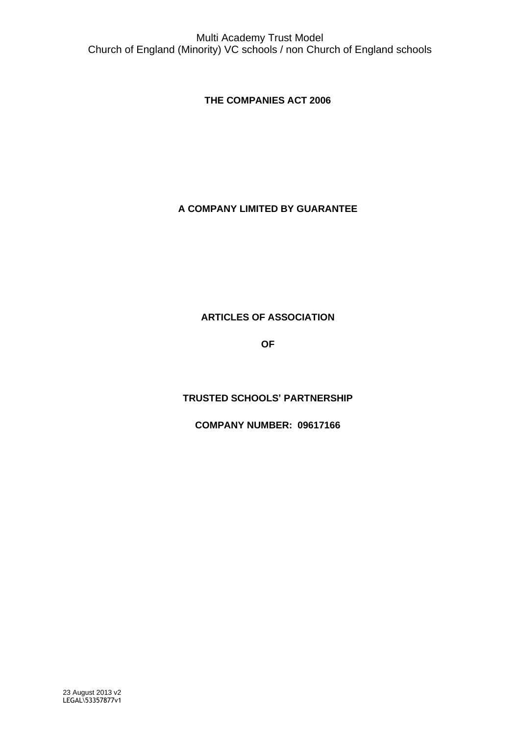Multi Academy Trust Model
Church of England (Minority) VC schools / non Church of England schools

**THE COMPANIES ACT 2006**

**A COMPANY LIMITED BY GUARANTEE**

**ARTICLES OF ASSOCIATION**

**OF**

**TRUSTED SCHOOLS' PARTNERSHIP**

**COMPANY NUMBER: 09617166**

23 August 2013 v2
LEGAL\53357877v1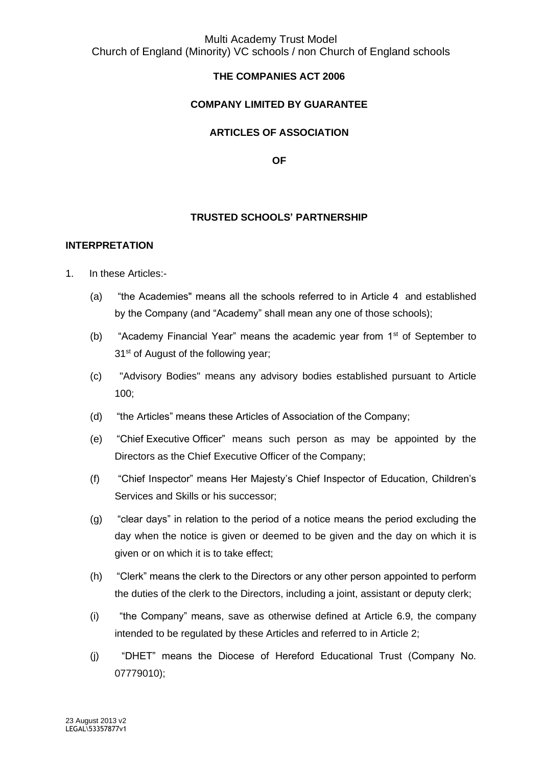**THE COMPANIES ACT 2006**

**COMPANY LIMITED BY GUARANTEE**

**ARTICLES OF ASSOCIATION**

**OF**

**TRUSTED SCHOOLS' PARTNERSHIP**

**INTERPRETATION**

1. In these Articles:-

   (a) "the Academies" means all the schools referred to in Article 4 and established by the Company (and "Academy" shall mean any one of those schools);

   (b) "Academy Financial Year" means the academic year from 1st of September to 31st of August of the following year;

   (c) "Advisory Bodies" means any advisory bodies established pursuant to Article 100;

   (d) "the Articles" means these Articles of Association of the Company;

   (e) "Chief Executive Officer" means such person as may be appointed by the Directors as the Chief Executive Officer of the Company;

   (f) "Chief Inspector" means Her Majesty's Chief Inspector of Education, Children's Services and Skills or his successor;

   (g) "clear days" in relation to the period of a notice means the period excluding the day when the notice is given or deemed to be given and the day on which it is given or on which it is to take effect;

   (h) "Clerk" means the clerk to the Directors or any other person appointed to perform the duties of the clerk to the Directors, including a joint, assistant or deputy clerk;

   (i) "the Company" means, save as otherwise defined at Article 6.9, the company intended to be regulated by these Articles and referred to in Article 2;

   (j) "DHET" means the Diocese of Hereford Educational Trust (Company No. 07779010);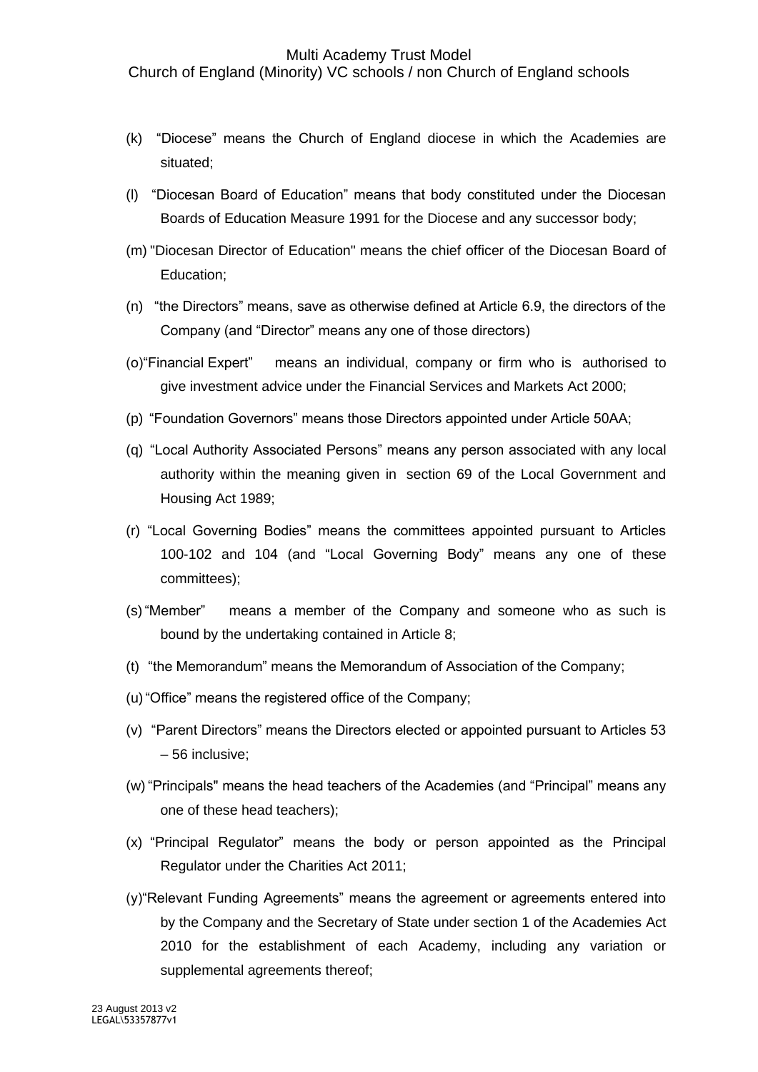(k) "Diocese" means the Church of England diocese in which the Academies are situated;

(l) "Diocesan Board of Education" means that body constituted under the Diocesan Boards of Education Measure 1991 for the Diocese and any successor body;

(m) "Diocesan Director of Education" means the chief officer of the Diocesan Board of Education;

(n) "the Directors" means, save as otherwise defined at Article 6.9, the directors of the Company (and "Director" means any one of those directors)

(o) "Financial Expert" means an individual, company or firm who is authorised to give investment advice under the Financial Services and Markets Act 2000;

(p) "Foundation Governors" means those Directors appointed under Article 50AA;

(q) "Local Authority Associated Persons" means any person associated with any local authority within the meaning given in section 69 of the Local Government and Housing Act 1989;

(r) "Local Governing Bodies" means the committees appointed pursuant to Articles 100-102 and 104 (and "Local Governing Body" means any one of these committees);

(s) "Member" means a member of the Company and someone who as such is bound by the undertaking contained in Article 8;

(t) "the Memorandum" means the Memorandum of Association of the Company;

(u) "Office" means the registered office of the Company;

(v) "Parent Directors" means the Directors elected or appointed pursuant to Articles 53 – 56 inclusive;

(w) "Principals" means the head teachers of the Academies (and "Principal" means any one of these head teachers);

(x) "Principal Regulator" means the body or person appointed as the Principal Regulator under the Charities Act 2011;

(y) "Relevant Funding Agreements" means the agreement or agreements entered into by the Company and the Secretary of State under section 1 of the Academies Act 2010 for the establishment of each Academy, including any variation or supplemental agreements thereof;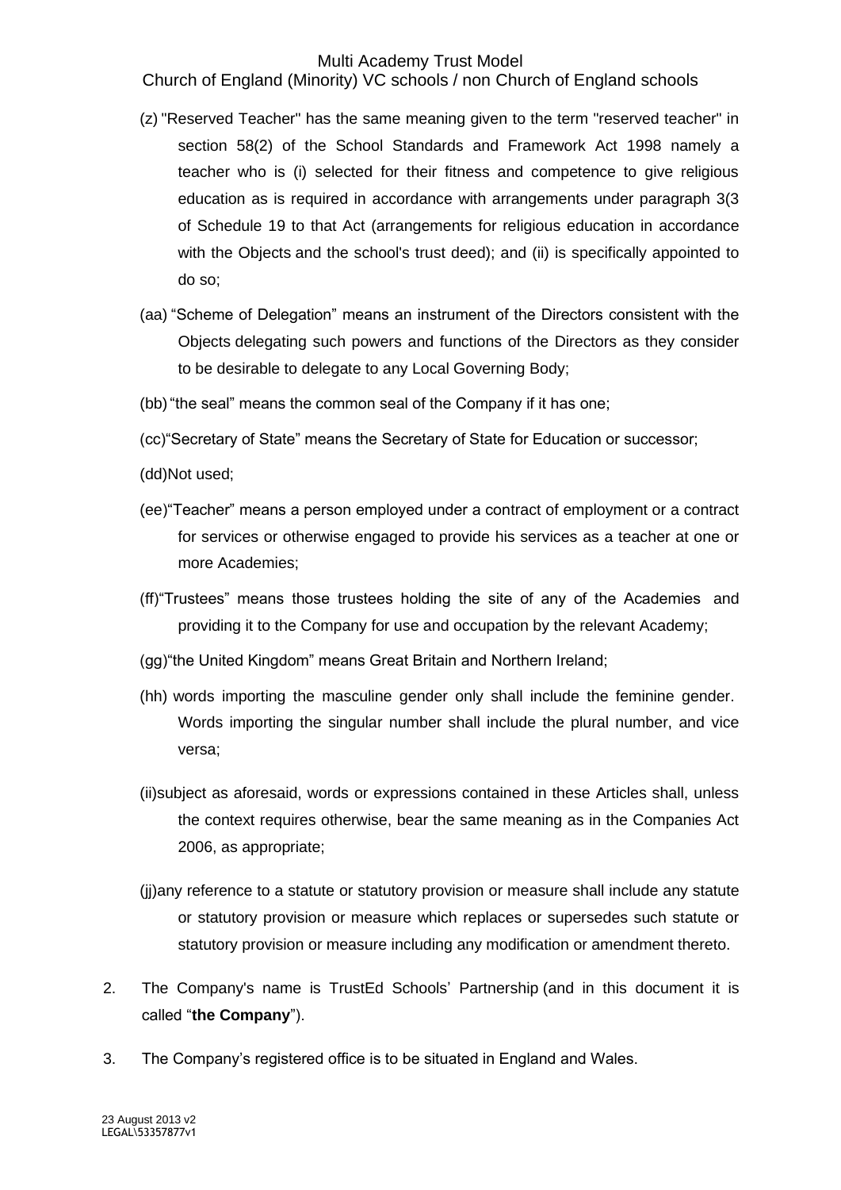(z) "Reserved Teacher" has the same meaning given to the term "reserved teacher" in section 58(2) of the School Standards and Framework Act 1998 namely a teacher who is (i) selected for their fitness and competence to give religious education as is required in accordance with arrangements under paragraph 3(3 of Schedule 19 to that Act (arrangements for religious education in accordance with the Objects and the school's trust deed); and (ii) is specifically appointed to do so;

(aa) "Scheme of Delegation" means an instrument of the Directors consistent with the Objects delegating such powers and functions of the Directors as they consider to be desirable to delegate to any Local Governing Body;

(bb) "the seal" means the common seal of the Company if it has one;

(cc) "Secretary of State" means the Secretary of State for Education or successor;

(dd) Not used;

(ee) "Teacher" means a person employed under a contract of employment or a contract for services or otherwise engaged to provide his services as a teacher at one or more Academies;

(ff) "Trustees" means those trustees holding the site of any of the Academies and providing it to the Company for use and occupation by the relevant Academy;

(gg) "the United Kingdom" means Great Britain and Northern Ireland;

(hh) words importing the masculine gender only shall include the feminine gender. Words importing the singular number shall include the plural number, and vice versa;

(ii) subject as aforesaid, words or expressions contained in these Articles shall, unless the context requires otherwise, bear the same meaning as in the Companies Act 2006, as appropriate;

(jj) any reference to a statute or statutory provision or measure shall include any statute or statutory provision or measure which replaces or supersedes such statute or statutory provision or measure including any modification or amendment thereto.

2. The Company's name is TrustEd Schools' Partnership (and in this document it is called "**the Company**").

3. The Company's registered office is to be situated in England and Wales.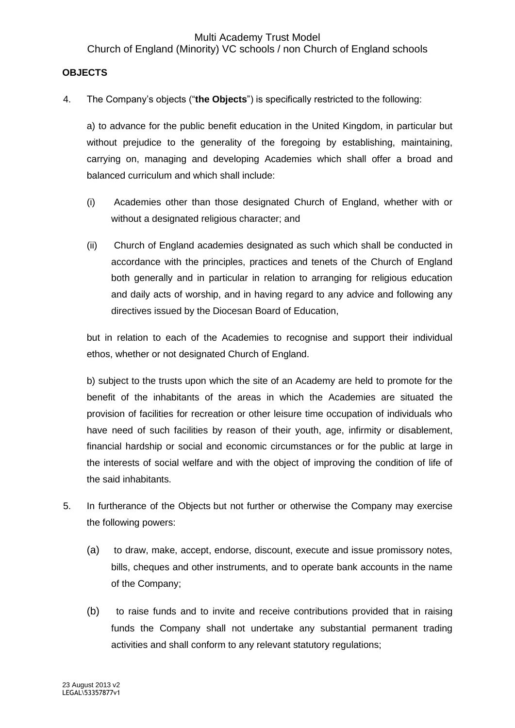**OBJECTS**

4. The Company's objects ("**the Objects**") is specifically restricted to the following:

   a) to advance for the public benefit education in the United Kingdom, in particular but without prejudice to the generality of the foregoing by establishing, maintaining, carrying on, managing and developing Academies which shall offer a broad and balanced curriculum and which shall include:

   (i) Academies other than those designated Church of England, whether with or without a designated religious character; and

   (ii) Church of England academies designated as such which shall be conducted in accordance with the principles, practices and tenets of the Church of England both generally and in particular in relation to arranging for religious education and daily acts of worship, and in having regard to any advice and following any directives issued by the Diocesan Board of Education,

   but in relation to each of the Academies to recognise and support their individual ethos, whether or not designated Church of England.

   b) subject to the trusts upon which the site of an Academy are held to promote for the benefit of the inhabitants of the areas in which the Academies are situated the provision of facilities for recreation or other leisure time occupation of individuals who have need of such facilities by reason of their youth, age, infirmity or disablement, financial hardship or social and economic circumstances or for the public at large in the interests of social welfare and with the object of improving the condition of life of the said inhabitants.

5. In furtherance of the Objects but not further or otherwise the Company may exercise the following powers:

   (a) to draw, make, accept, endorse, discount, execute and issue promissory notes, bills, cheques and other instruments, and to operate bank accounts in the name of the Company;

   (b) to raise funds and to invite and receive contributions provided that in raising funds the Company shall not undertake any substantial permanent trading activities and shall conform to any relevant statutory regulations;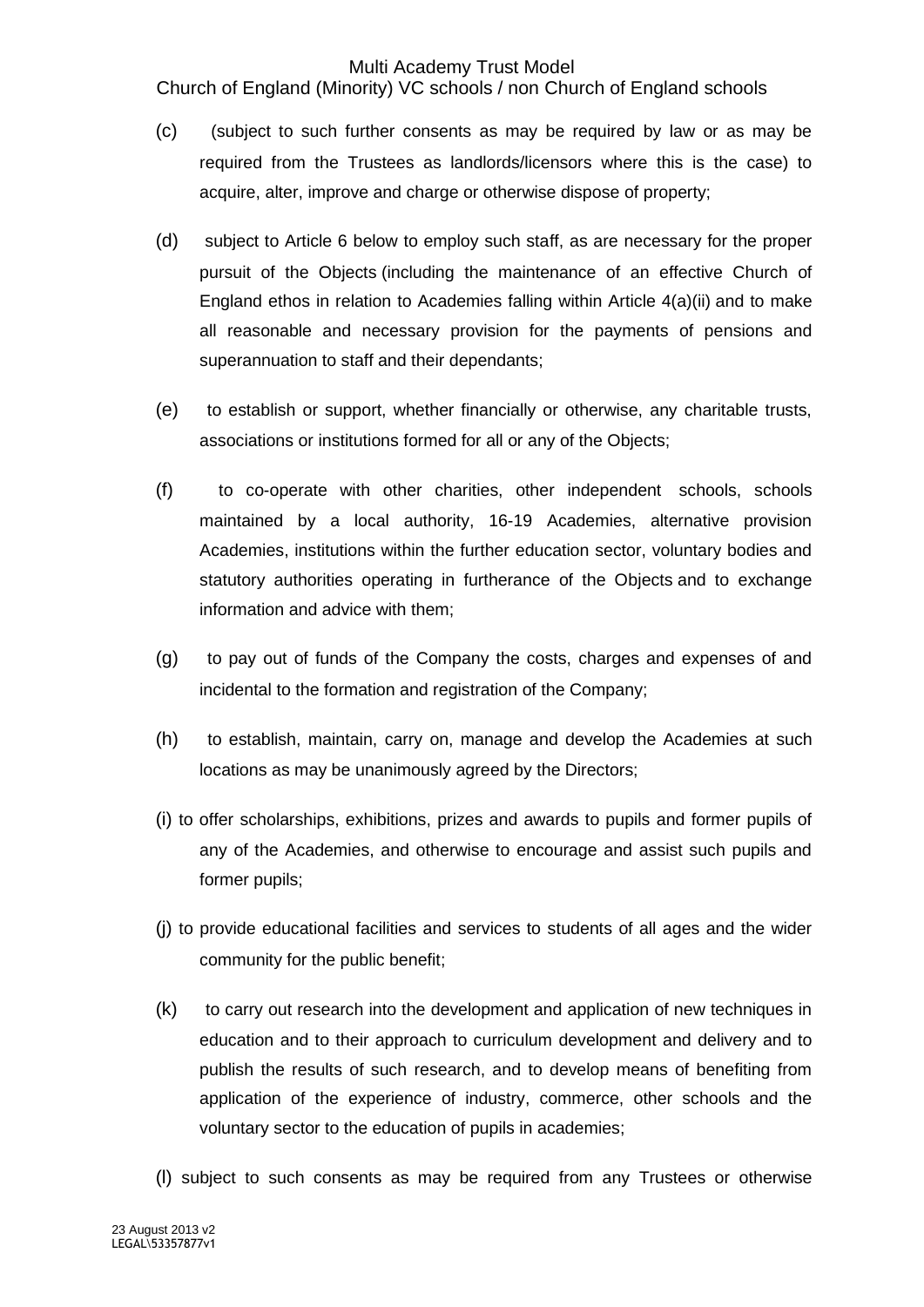(c) (subject to such further consents as may be required by law or as may be required from the Trustees as landlords/licensors where this is the case) to acquire, alter, improve and charge or otherwise dispose of property;

(d) subject to Article 6 below to employ such staff, as are necessary for the proper pursuit of the Objects (including the maintenance of an effective Church of England ethos in relation to Academies falling within Article 4(a)(ii) and to make all reasonable and necessary provision for the payments of pensions and superannuation to staff and their dependants;

(e) to establish or support, whether financially or otherwise, any charitable trusts, associations or institutions formed for all or any of the Objects;

(f) to co-operate with other charities, other independent schools, schools maintained by a local authority, 16-19 Academies, alternative provision Academies, institutions within the further education sector, voluntary bodies and statutory authorities operating in furtherance of the Objects and to exchange information and advice with them;

(g) to pay out of funds of the Company the costs, charges and expenses of and incidental to the formation and registration of the Company;

(h) to establish, maintain, carry on, manage and develop the Academies at such locations as may be unanimously agreed by the Directors;

(i) to offer scholarships, exhibitions, prizes and awards to pupils and former pupils of any of the Academies, and otherwise to encourage and assist such pupils and former pupils;

(j) to provide educational facilities and services to students of all ages and the wider community for the public benefit;

(k) to carry out research into the development and application of new techniques in education and to their approach to curriculum development and delivery and to publish the results of such research, and to develop means of benefiting from application of the experience of industry, commerce, other schools and the voluntary sector to the education of pupils in academies;

(l) subject to such consents as may be required from any Trustees or otherwise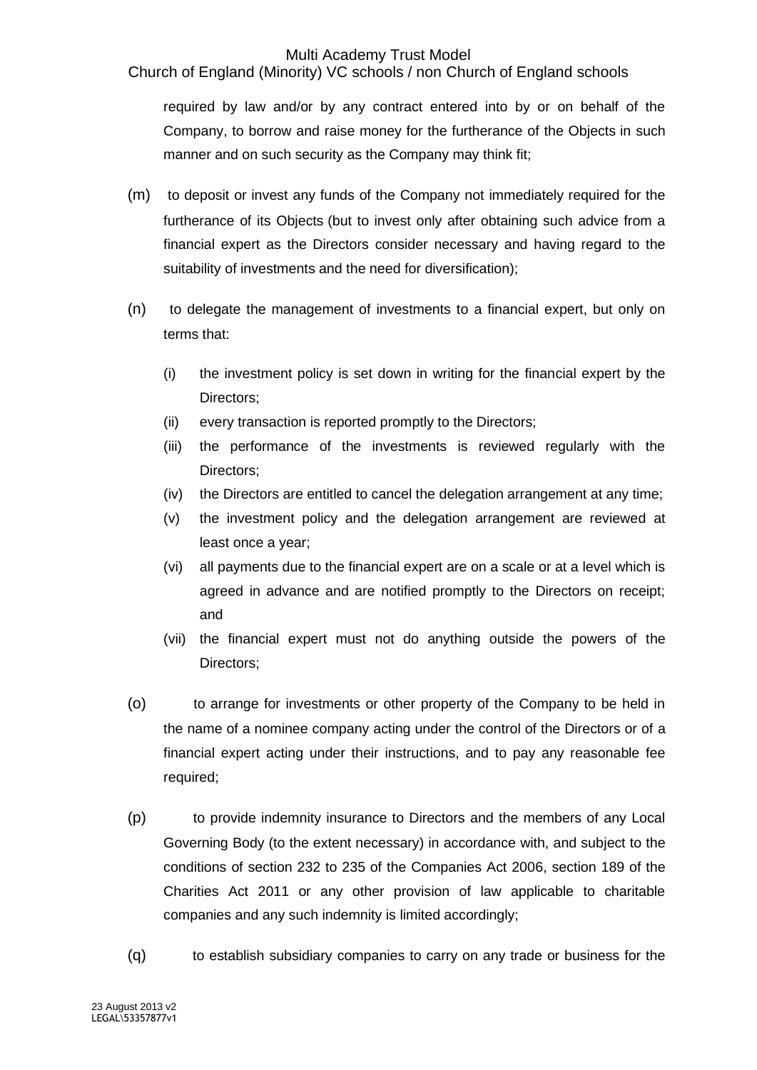required by law and/or by any contract entered into by or on behalf of the Company, to borrow and raise money for the furtherance of the Objects in such manner and on such security as the Company may think fit;

(m) to deposit or invest any funds of the Company not immediately required for the furtherance of its Objects (but to invest only after obtaining such advice from a financial expert as the Directors consider necessary and having regard to the suitability of investments and the need for diversification);

(n) to delegate the management of investments to a financial expert, but only on terms that:

- (i) the investment policy is set down in writing for the financial expert by the Directors;
- (ii) every transaction is reported promptly to the Directors;
- (iii) the performance of the investments is reviewed regularly with the Directors;
- (iv) the Directors are entitled to cancel the delegation arrangement at any time;
- (v) the investment policy and the delegation arrangement are reviewed at least once a year;
- (vi) all payments due to the financial expert are on a scale or at a level which is agreed in advance and are notified promptly to the Directors on receipt; and
- (vii) the financial expert must not do anything outside the powers of the Directors;

(o) to arrange for investments or other property of the Company to be held in the name of a nominee company acting under the control of the Directors or of a financial expert acting under their instructions, and to pay any reasonable fee required;

(p) to provide indemnity insurance to Directors and the members of any Local Governing Body (to the extent necessary) in accordance with, and subject to the conditions of section 232 to 235 of the Companies Act 2006, section 189 of the Charities Act 2011 or any other provision of law applicable to charitable companies and any such indemnity is limited accordingly;

(q) to establish subsidiary companies to carry on any trade or business for the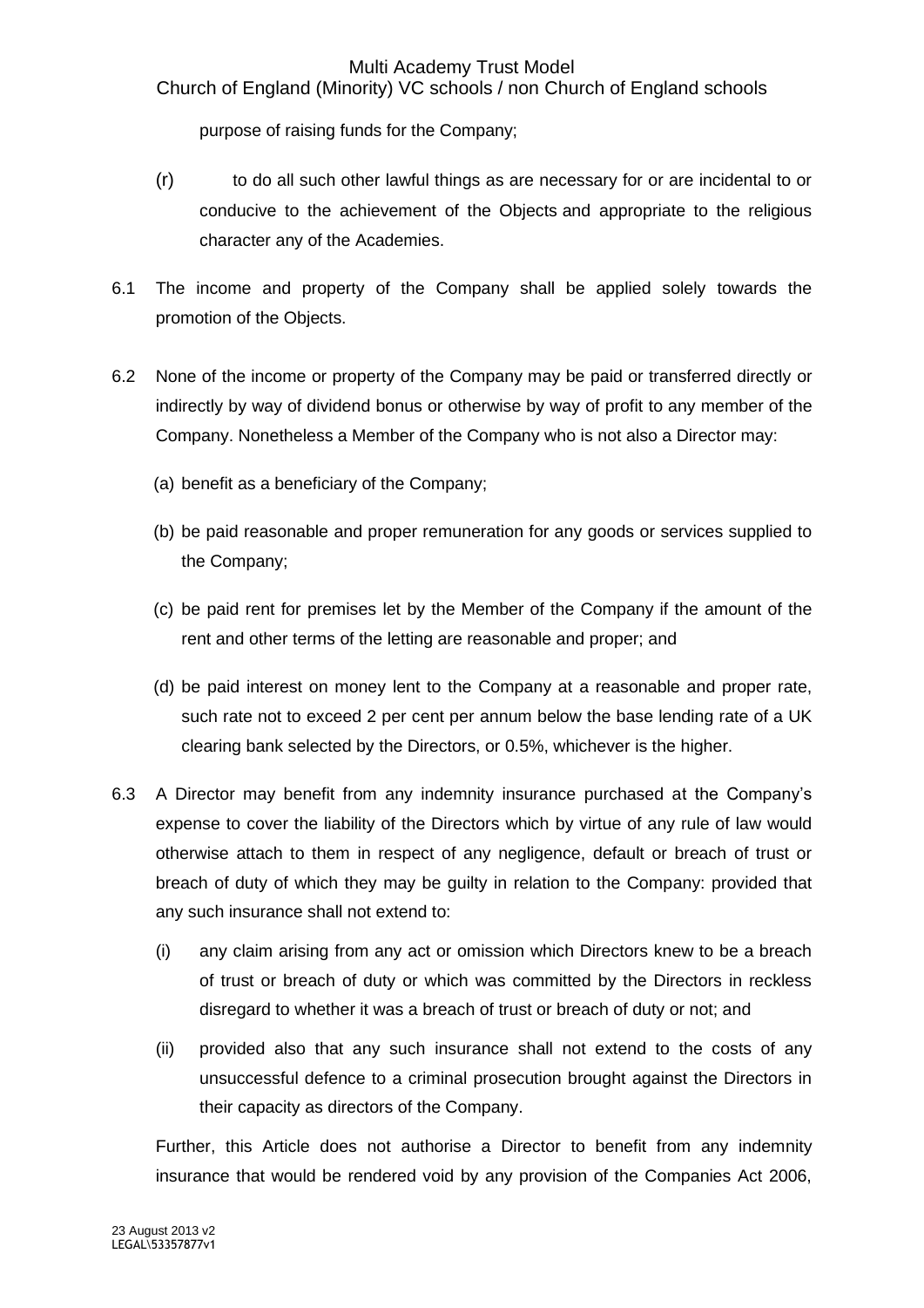purpose of raising funds for the Company;

(r) to do all such other lawful things as are necessary for or are incidental to or conducive to the achievement of the Objects and appropriate to the religious character any of the Academies.

6.1 The income and property of the Company shall be applied solely towards the promotion of the Objects.

6.2 None of the income or property of the Company may be paid or transferred directly or indirectly by way of dividend bonus or otherwise by way of profit to any member of the Company. Nonetheless a Member of the Company who is not also a Director may:

(a) benefit as a beneficiary of the Company;

(b) be paid reasonable and proper remuneration for any goods or services supplied to the Company;

(c) be paid rent for premises let by the Member of the Company if the amount of the rent and other terms of the letting are reasonable and proper; and

(d) be paid interest on money lent to the Company at a reasonable and proper rate, such rate not to exceed 2 per cent per annum below the base lending rate of a UK clearing bank selected by the Directors, or 0.5%, whichever is the higher.

6.3 A Director may benefit from any indemnity insurance purchased at the Company's expense to cover the liability of the Directors which by virtue of any rule of law would otherwise attach to them in respect of any negligence, default or breach of trust or breach of duty of which they may be guilty in relation to the Company: provided that any such insurance shall not extend to:

(i) any claim arising from any act or omission which Directors knew to be a breach of trust or breach of duty or which was committed by the Directors in reckless disregard to whether it was a breach of trust or breach of duty or not; and

(ii) provided also that any such insurance shall not extend to the costs of any unsuccessful defence to a criminal prosecution brought against the Directors in their capacity as directors of the Company.

Further, this Article does not authorise a Director to benefit from any indemnity insurance that would be rendered void by any provision of the Companies Act 2006,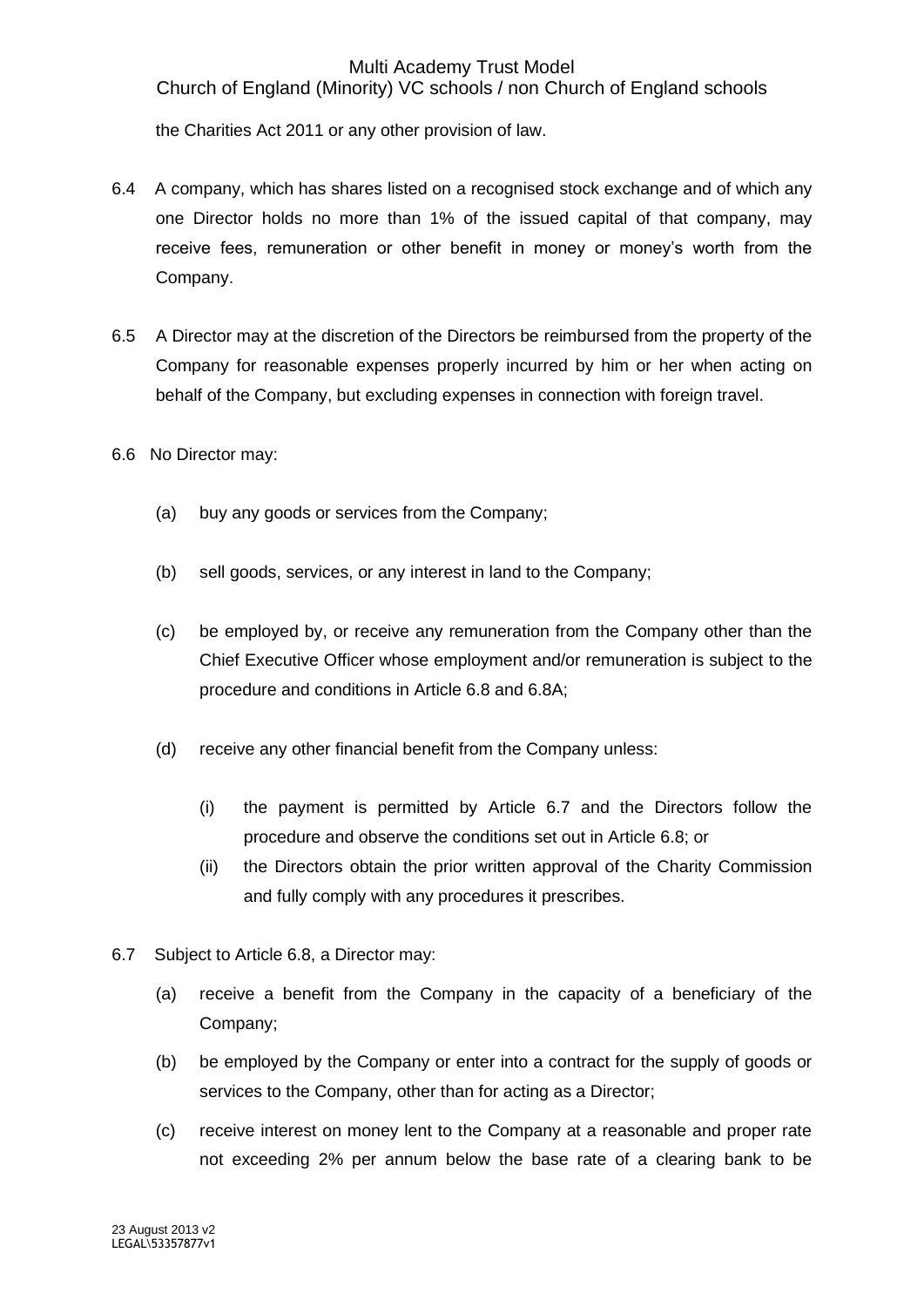the Charities Act 2011 or any other provision of law.

6.4 A company, which has shares listed on a recognised stock exchange and of which any one Director holds no more than 1% of the issued capital of that company, may receive fees, remuneration or other benefit in money or money's worth from the Company.

6.5 A Director may at the discretion of the Directors be reimbursed from the property of the Company for reasonable expenses properly incurred by him or her when acting on behalf of the Company, but excluding expenses in connection with foreign travel.

6.6 No Director may:

(a) buy any goods or services from the Company;

(b) sell goods, services, or any interest in land to the Company;

(c) be employed by, or receive any remuneration from the Company other than the Chief Executive Officer whose employment and/or remuneration is subject to the procedure and conditions in Article 6.8 and 6.8A;

(d) receive any other financial benefit from the Company unless:

  (i) the payment is permitted by Article 6.7 and the Directors follow the procedure and observe the conditions set out in Article 6.8; or

  (ii) the Directors obtain the prior written approval of the Charity Commission and fully comply with any procedures it prescribes.

6.7 Subject to Article 6.8, a Director may:

(a) receive a benefit from the Company in the capacity of a beneficiary of the Company;

(b) be employed by the Company or enter into a contract for the supply of goods or services to the Company, other than for acting as a Director;

(c) receive interest on money lent to the Company at a reasonable and proper rate not exceeding 2% per annum below the base rate of a clearing bank to be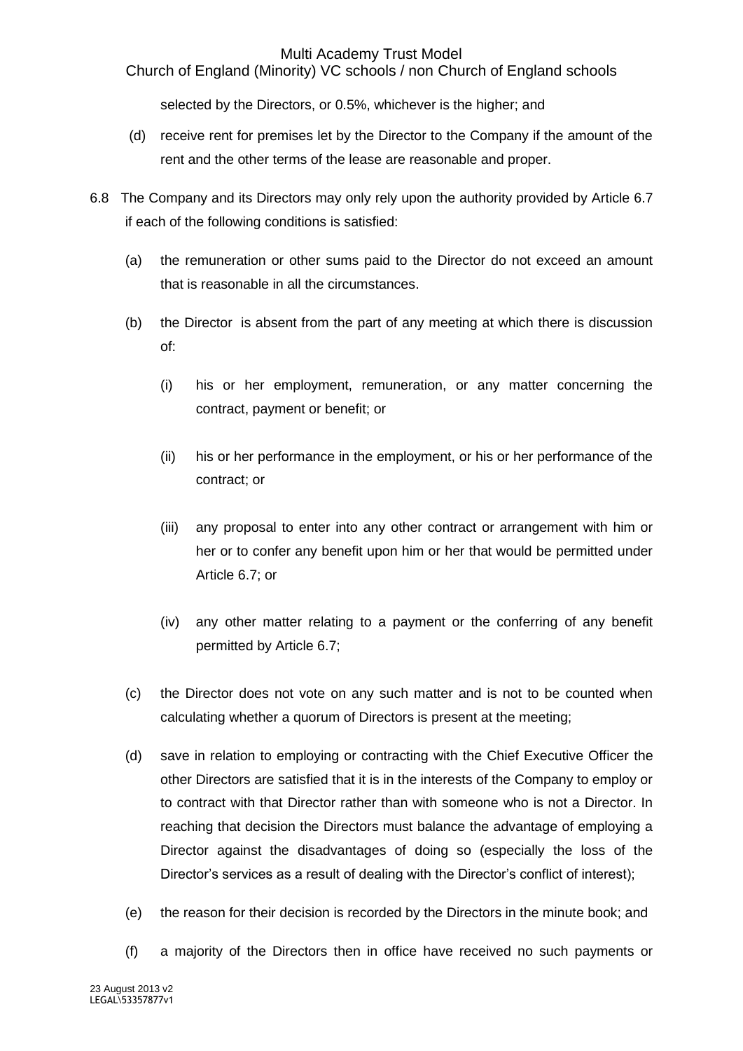selected by the Directors, or 0.5%, whichever is the higher; and

(d) receive rent for premises let by the Director to the Company if the amount of the rent and the other terms of the lease are reasonable and proper.

6.8 The Company and its Directors may only rely upon the authority provided by Article 6.7 if each of the following conditions is satisfied:

(a) the remuneration or other sums paid to the Director do not exceed an amount that is reasonable in all the circumstances.

(b) the Director is absent from the part of any meeting at which there is discussion of:

(i) his or her employment, remuneration, or any matter concerning the contract, payment or benefit; or

(ii) his or her performance in the employment, or his or her performance of the contract; or

(iii) any proposal to enter into any other contract or arrangement with him or her or to confer any benefit upon him or her that would be permitted under Article 6.7; or

(iv) any other matter relating to a payment or the conferring of any benefit permitted by Article 6.7;

(c) the Director does not vote on any such matter and is not to be counted when calculating whether a quorum of Directors is present at the meeting;

(d) save in relation to employing or contracting with the Chief Executive Officer the other Directors are satisfied that it is in the interests of the Company to employ or to contract with that Director rather than with someone who is not a Director. In reaching that decision the Directors must balance the advantage of employing a Director against the disadvantages of doing so (especially the loss of the Director's services as a result of dealing with the Director's conflict of interest);

(e) the reason for their decision is recorded by the Directors in the minute book; and

(f) a majority of the Directors then in office have received no such payments or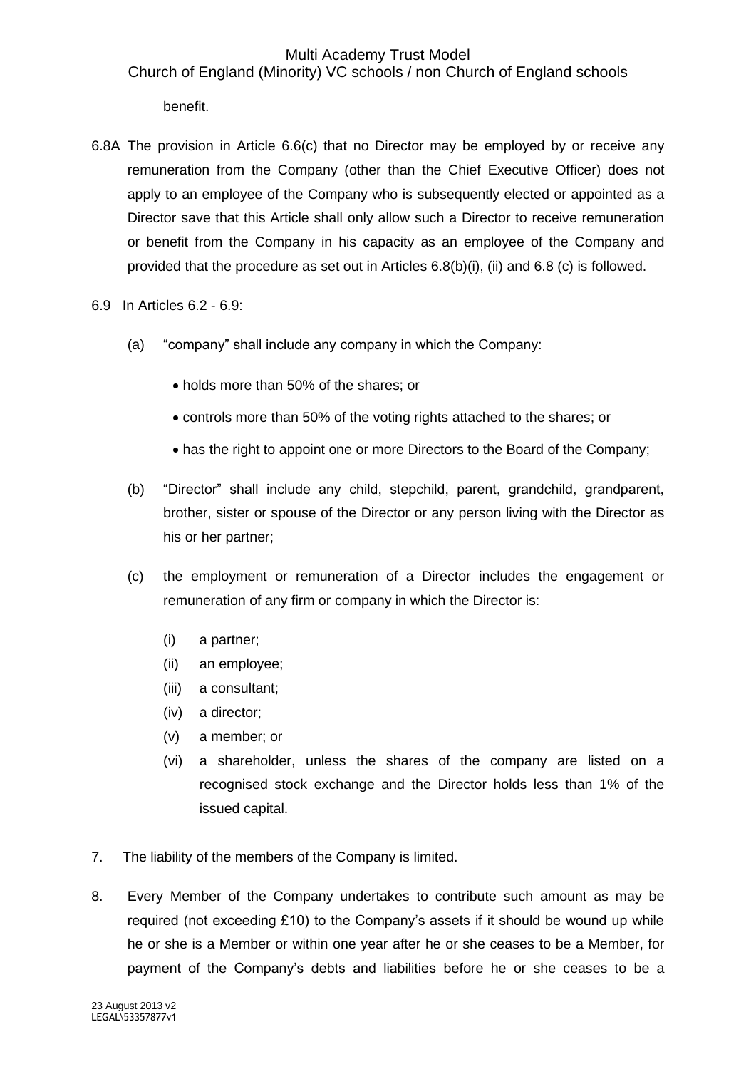benefit.

6.8A The provision in Article 6.6(c) that no Director may be employed by or receive any remuneration from the Company (other than the Chief Executive Officer) does not apply to an employee of the Company who is subsequently elected or appointed as a Director save that this Article shall only allow such a Director to receive remuneration or benefit from the Company in his capacity as an employee of the Company and provided that the procedure as set out in Articles 6.8(b)(i), (ii) and 6.8 (c) is followed.

6.9 In Articles 6.2 - 6.9:

(a) "company" shall include any company in which the Company:

- holds more than 50% of the shares; or
- controls more than 50% of the voting rights attached to the shares; or
- has the right to appoint one or more Directors to the Board of the Company;

(b) "Director" shall include any child, stepchild, parent, grandchild, grandparent, brother, sister or spouse of the Director or any person living with the Director as his or her partner;

(c) the employment or remuneration of a Director includes the engagement or remuneration of any firm or company in which the Director is:

(i) a partner;
(ii) an employee;
(iii) a consultant;
(iv) a director;
(v) a member; or
(vi) a shareholder, unless the shares of the company are listed on a recognised stock exchange and the Director holds less than 1% of the issued capital.

7. The liability of the members of the Company is limited.

8. Every Member of the Company undertakes to contribute such amount as may be required (not exceeding £10) to the Company's assets if it should be wound up while he or she is a Member or within one year after he or she ceases to be a Member, for payment of the Company's debts and liabilities before he or she ceases to be a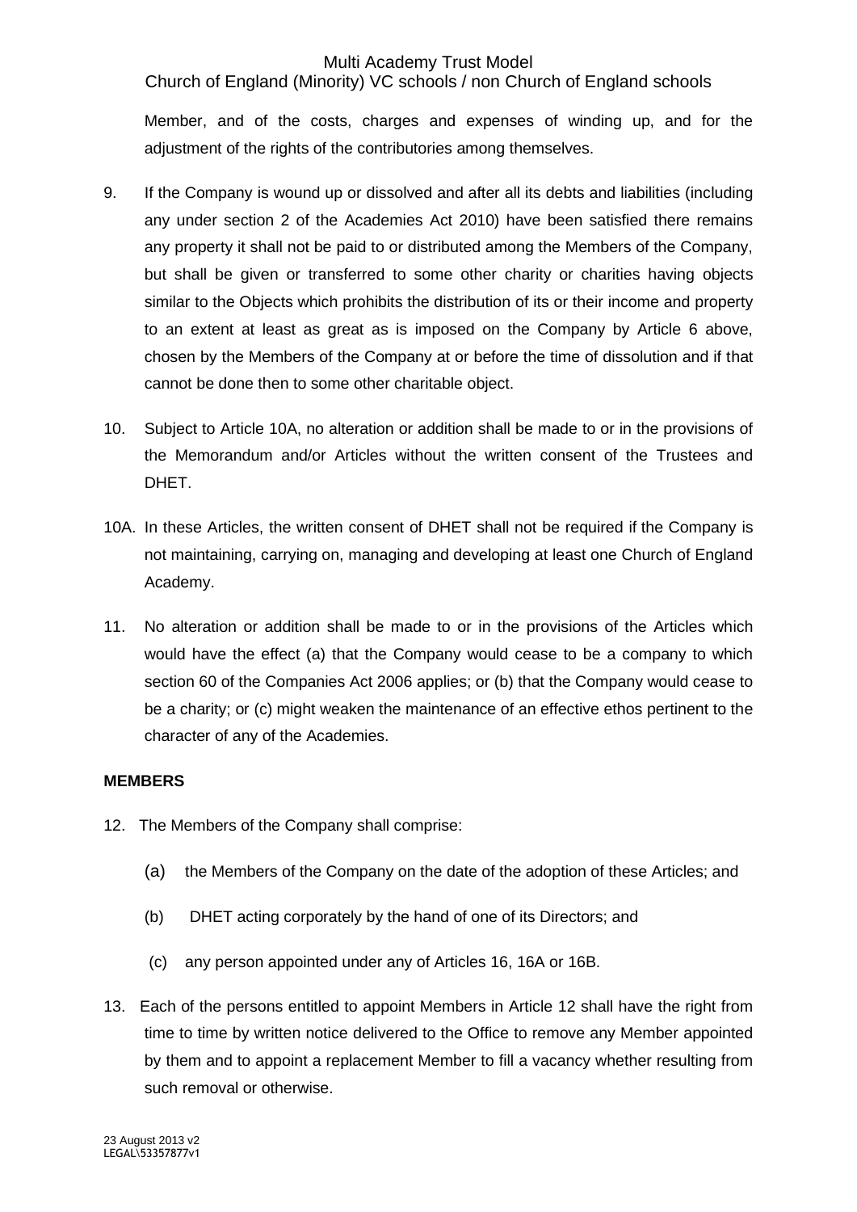Member, and of the costs, charges and expenses of winding up, and for the adjustment of the rights of the contributories among themselves.

9. If the Company is wound up or dissolved and after all its debts and liabilities (including any under section 2 of the Academies Act 2010) have been satisfied there remains any property it shall not be paid to or distributed among the Members of the Company, but shall be given or transferred to some other charity or charities having objects similar to the Objects which prohibits the distribution of its or their income and property to an extent at least as great as is imposed on the Company by Article 6 above, chosen by the Members of the Company at or before the time of dissolution and if that cannot be done then to some other charitable object.

10. Subject to Article 10A, no alteration or addition shall be made to or in the provisions of the Memorandum and/or Articles without the written consent of the Trustees and DHET.

10A. In these Articles, the written consent of DHET shall not be required if the Company is not maintaining, carrying on, managing and developing at least one Church of England Academy.

11. No alteration or addition shall be made to or in the provisions of the Articles which would have the effect (a) that the Company would cease to be a company to which section 60 of the Companies Act 2006 applies; or (b) that the Company would cease to be a charity; or (c) might weaken the maintenance of an effective ethos pertinent to the character of any of the Academies.

**MEMBERS**

12. The Members of the Company shall comprise:

    (a) the Members of the Company on the date of the adoption of these Articles; and

    (b) DHET acting corporately by the hand of one of its Directors; and

    (c) any person appointed under any of Articles 16, 16A or 16B.

13. Each of the persons entitled to appoint Members in Article 12 shall have the right from time to time by written notice delivered to the Office to remove any Member appointed by them and to appoint a replacement Member to fill a vacancy whether resulting from such removal or otherwise.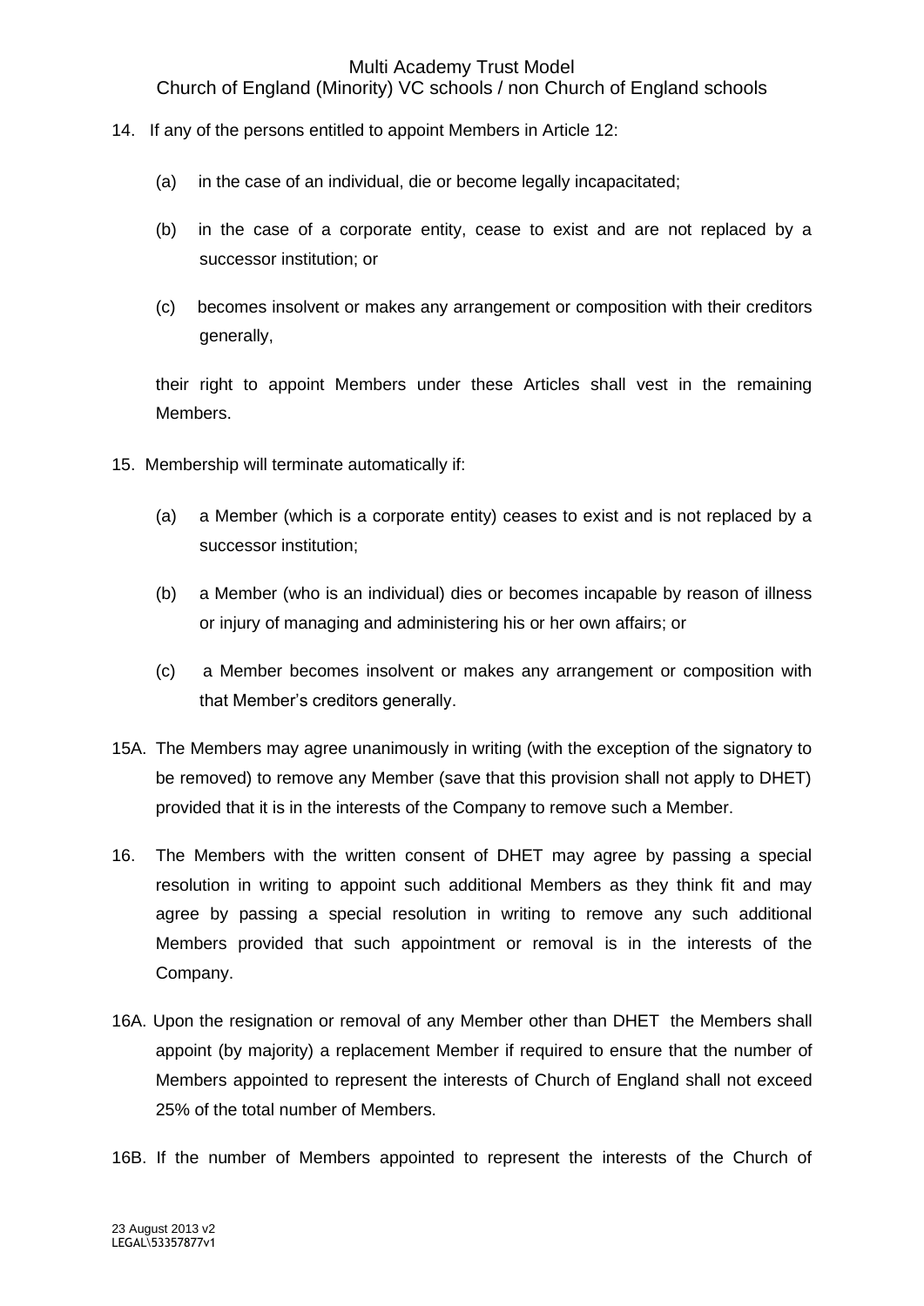14. If any of the persons entitled to appoint Members in Article 12:

    (a) in the case of an individual, die or become legally incapacitated;

    (b) in the case of a corporate entity, cease to exist and are not replaced by a successor institution; or

    (c) becomes insolvent or makes any arrangement or composition with their creditors generally,

    their right to appoint Members under these Articles shall vest in the remaining Members.

15. Membership will terminate automatically if:

    (a) a Member (which is a corporate entity) ceases to exist and is not replaced by a successor institution;

    (b) a Member (who is an individual) dies or becomes incapable by reason of illness or injury of managing and administering his or her own affairs; or

    (c) a Member becomes insolvent or makes any arrangement or composition with that Member's creditors generally.

15A. The Members may agree unanimously in writing (with the exception of the signatory to be removed) to remove any Member (save that this provision shall not apply to DHET) provided that it is in the interests of the Company to remove such a Member.

16. The Members with the written consent of DHET may agree by passing a special resolution in writing to appoint such additional Members as they think fit and may agree by passing a special resolution in writing to remove any such additional Members provided that such appointment or removal is in the interests of the Company.

16A. Upon the resignation or removal of any Member other than DHET the Members shall appoint (by majority) a replacement Member if required to ensure that the number of Members appointed to represent the interests of Church of England shall not exceed 25% of the total number of Members.

16B. If the number of Members appointed to represent the interests of the Church of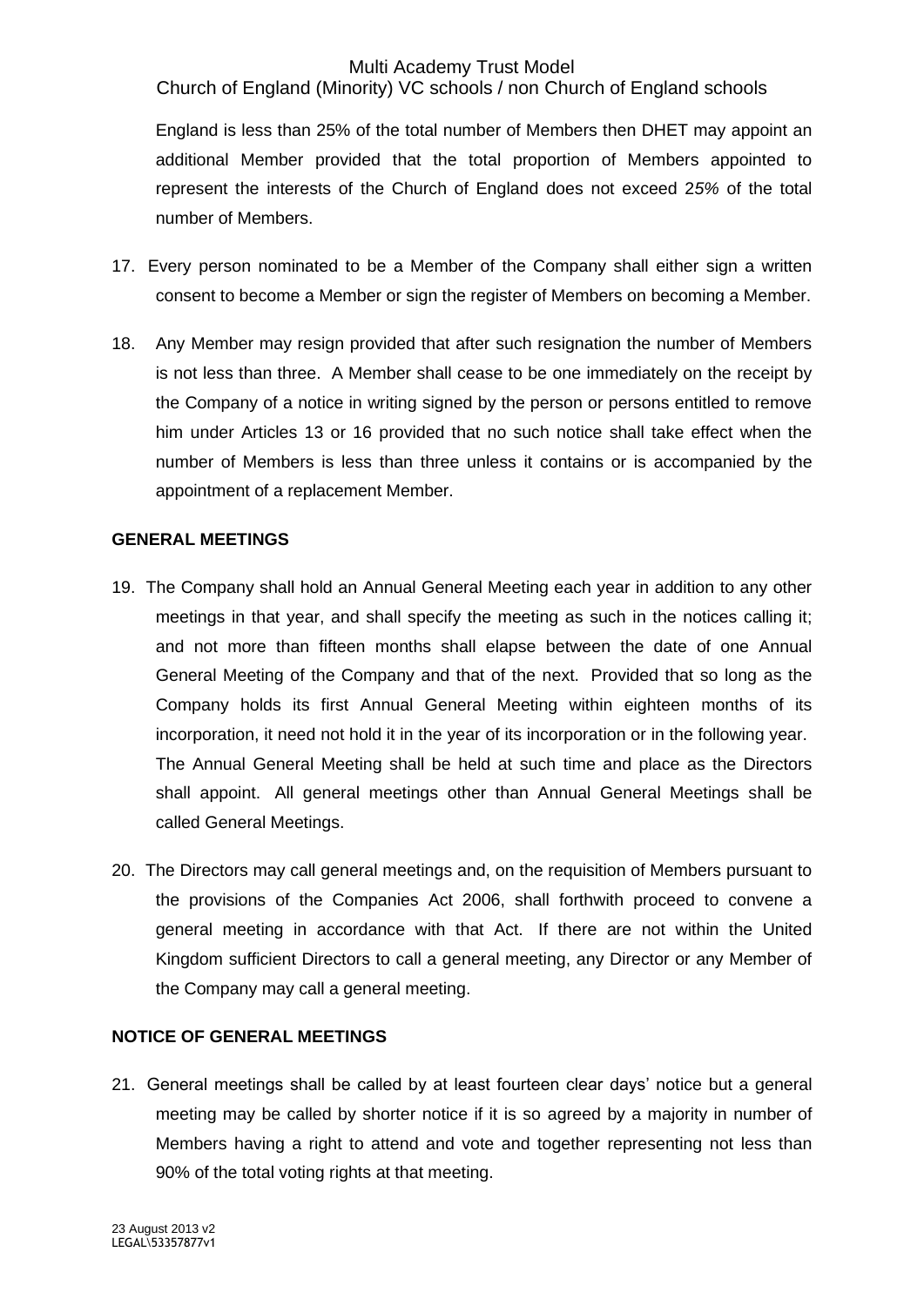England is less than 25% of the total number of Members then DHET may appoint an additional Member provided that the total proportion of Members appointed to represent the interests of the Church of England does not exceed 2*5%* of the total number of Members.

17. Every person nominated to be a Member of the Company shall either sign a written consent to become a Member or sign the register of Members on becoming a Member.

18. Any Member may resign provided that after such resignation the number of Members is not less than three. A Member shall cease to be one immediately on the receipt by the Company of a notice in writing signed by the person or persons entitled to remove him under Articles 13 or 16 provided that no such notice shall take effect when the number of Members is less than three unless it contains or is accompanied by the appointment of a replacement Member.

**GENERAL MEETINGS**

19. The Company shall hold an Annual General Meeting each year in addition to any other meetings in that year, and shall specify the meeting as such in the notices calling it; and not more than fifteen months shall elapse between the date of one Annual General Meeting of the Company and that of the next. Provided that so long as the Company holds its first Annual General Meeting within eighteen months of its incorporation, it need not hold it in the year of its incorporation or in the following year. The Annual General Meeting shall be held at such time and place as the Directors shall appoint. All general meetings other than Annual General Meetings shall be called General Meetings.

20. The Directors may call general meetings and, on the requisition of Members pursuant to the provisions of the Companies Act 2006, shall forthwith proceed to convene a general meeting in accordance with that Act. If there are not within the United Kingdom sufficient Directors to call a general meeting, any Director or any Member of the Company may call a general meeting.

**NOTICE OF GENERAL MEETINGS**

21. General meetings shall be called by at least fourteen clear days' notice but a general meeting may be called by shorter notice if it is so agreed by a majority in number of Members having a right to attend and vote and together representing not less than 90% of the total voting rights at that meeting.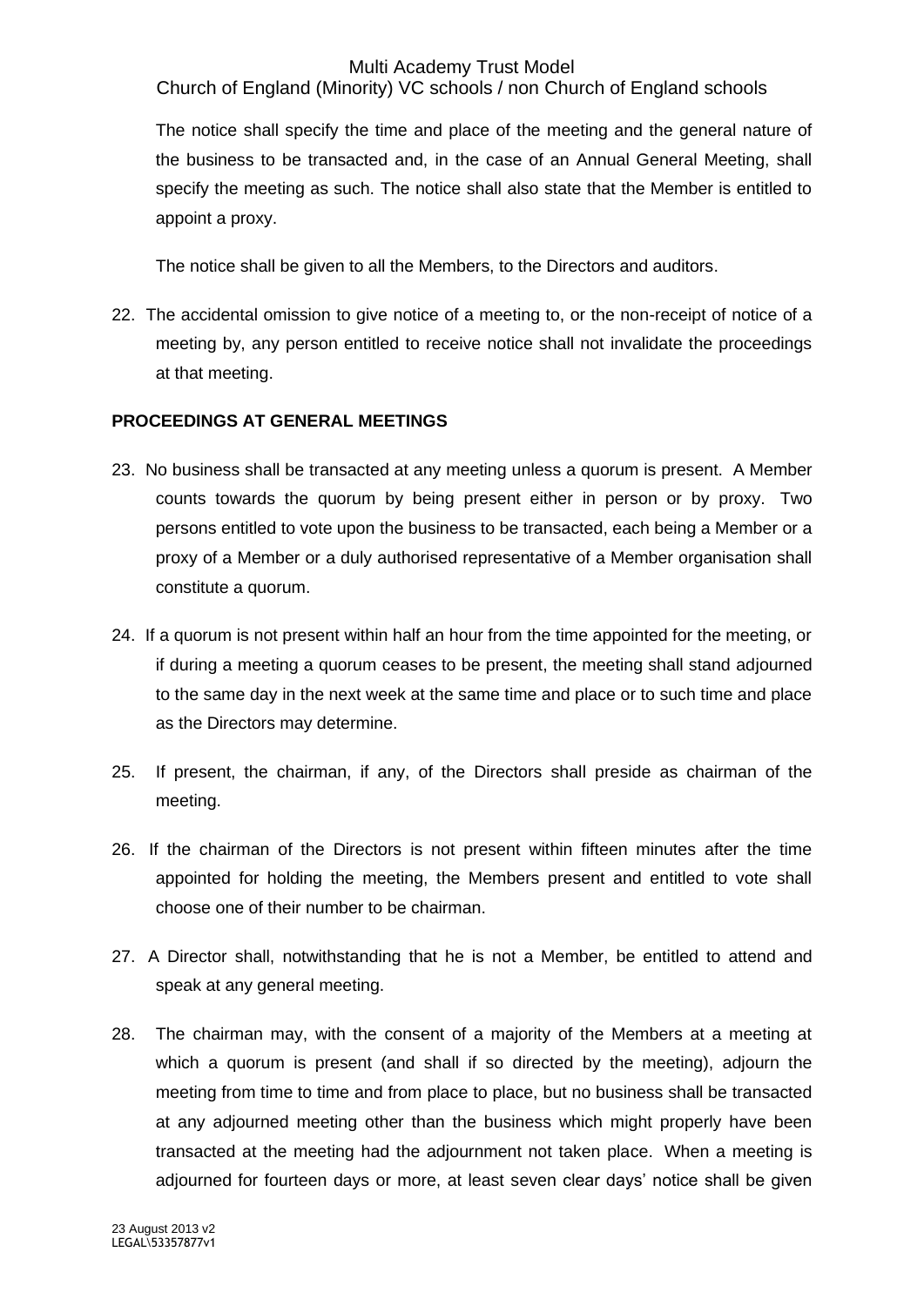The notice shall specify the time and place of the meeting and the general nature of the business to be transacted and, in the case of an Annual General Meeting, shall specify the meeting as such. The notice shall also state that the Member is entitled to appoint a proxy.

The notice shall be given to all the Members, to the Directors and auditors.

22. The accidental omission to give notice of a meeting to, or the non-receipt of notice of a meeting by, any person entitled to receive notice shall not invalidate the proceedings at that meeting.

**PROCEEDINGS AT GENERAL MEETINGS**

23. No business shall be transacted at any meeting unless a quorum is present. A Member counts towards the quorum by being present either in person or by proxy. Two persons entitled to vote upon the business to be transacted, each being a Member or a proxy of a Member or a duly authorised representative of a Member organisation shall constitute a quorum.

24. If a quorum is not present within half an hour from the time appointed for the meeting, or if during a meeting a quorum ceases to be present, the meeting shall stand adjourned to the same day in the next week at the same time and place or to such time and place as the Directors may determine.

25. If present, the chairman, if any, of the Directors shall preside as chairman of the meeting.

26. If the chairman of the Directors is not present within fifteen minutes after the time appointed for holding the meeting, the Members present and entitled to vote shall choose one of their number to be chairman.

27. A Director shall, notwithstanding that he is not a Member, be entitled to attend and speak at any general meeting.

28. The chairman may, with the consent of a majority of the Members at a meeting at which a quorum is present (and shall if so directed by the meeting), adjourn the meeting from time to time and from place to place, but no business shall be transacted at any adjourned meeting other than the business which might properly have been transacted at the meeting had the adjournment not taken place. When a meeting is adjourned for fourteen days or more, at least seven clear days' notice shall be given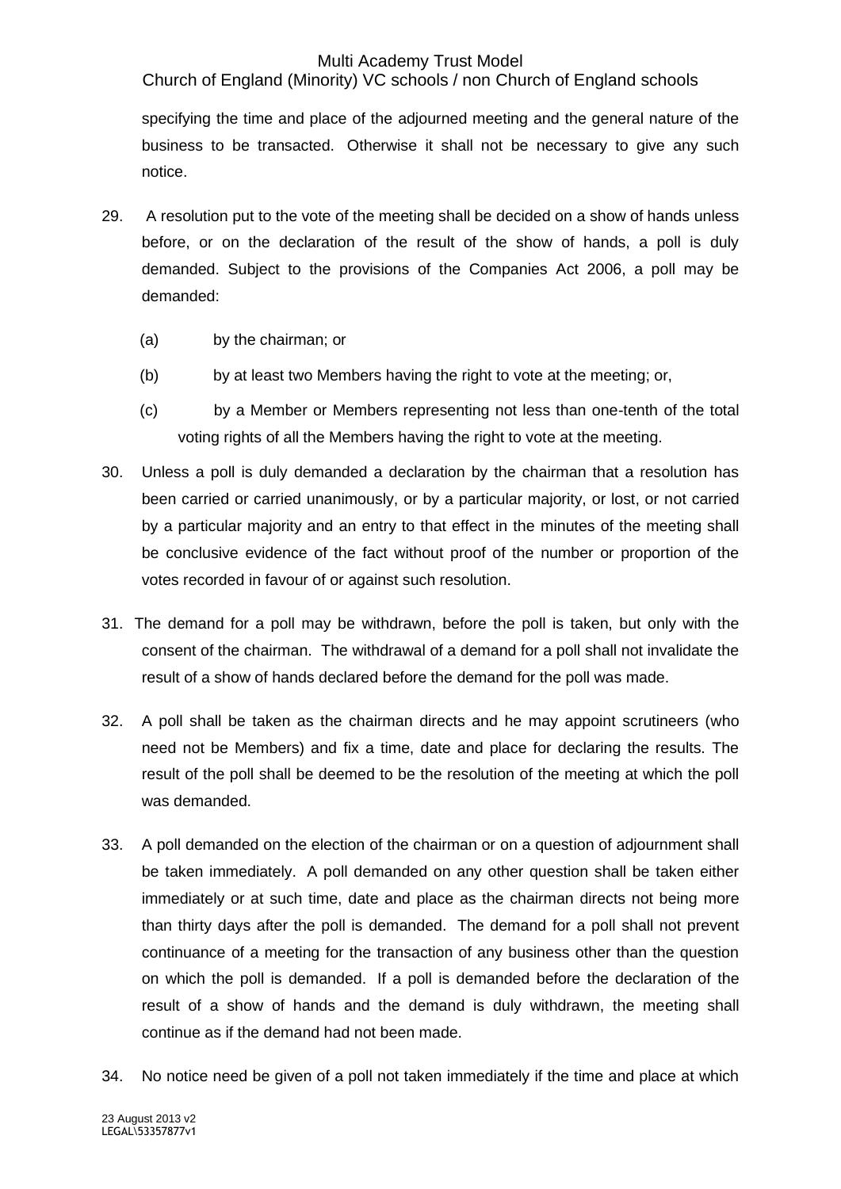specifying the time and place of the adjourned meeting and the general nature of the business to be transacted. Otherwise it shall not be necessary to give any such notice.

29. A resolution put to the vote of the meeting shall be decided on a show of hands unless before, or on the declaration of the result of the show of hands, a poll is duly demanded. Subject to the provisions of the Companies Act 2006, a poll may be demanded:

    (a) by the chairman; or

    (b) by at least two Members having the right to vote at the meeting; or,

    (c) by a Member or Members representing not less than one-tenth of the total voting rights of all the Members having the right to vote at the meeting.

30. Unless a poll is duly demanded a declaration by the chairman that a resolution has been carried or carried unanimously, or by a particular majority, or lost, or not carried by a particular majority and an entry to that effect in the minutes of the meeting shall be conclusive evidence of the fact without proof of the number or proportion of the votes recorded in favour of or against such resolution.

31. The demand for a poll may be withdrawn, before the poll is taken, but only with the consent of the chairman. The withdrawal of a demand for a poll shall not invalidate the result of a show of hands declared before the demand for the poll was made.

32. A poll shall be taken as the chairman directs and he may appoint scrutineers (who need not be Members) and fix a time, date and place for declaring the results. The result of the poll shall be deemed to be the resolution of the meeting at which the poll was demanded.

33. A poll demanded on the election of the chairman or on a question of adjournment shall be taken immediately. A poll demanded on any other question shall be taken either immediately or at such time, date and place as the chairman directs not being more than thirty days after the poll is demanded. The demand for a poll shall not prevent continuance of a meeting for the transaction of any business other than the question on which the poll is demanded. If a poll is demanded before the declaration of the result of a show of hands and the demand is duly withdrawn, the meeting shall continue as if the demand had not been made.

34. No notice need be given of a poll not taken immediately if the time and place at which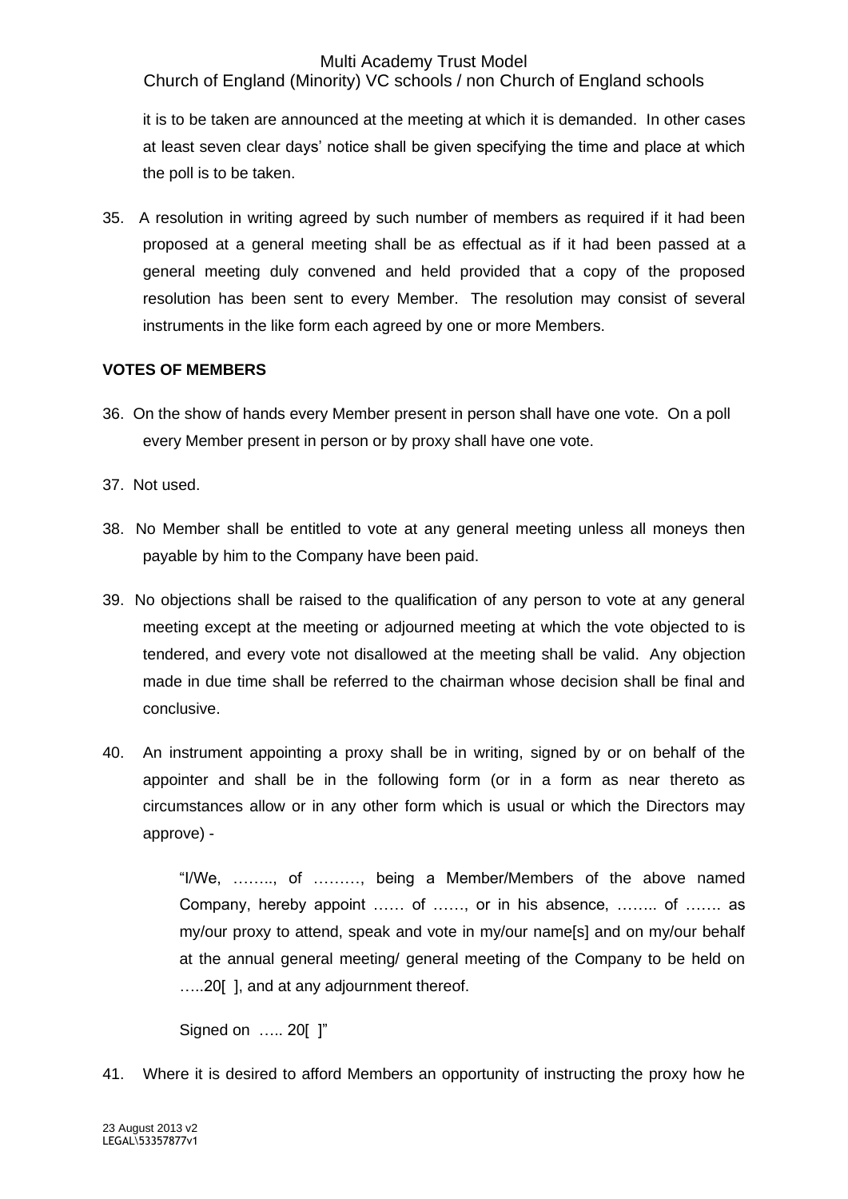it is to be taken are announced at the meeting at which it is demanded. In other cases at least seven clear days' notice shall be given specifying the time and place at which the poll is to be taken.

35. A resolution in writing agreed by such number of members as required if it had been proposed at a general meeting shall be as effectual as if it had been passed at a general meeting duly convened and held provided that a copy of the proposed resolution has been sent to every Member. The resolution may consist of several instruments in the like form each agreed by one or more Members.

**VOTES OF MEMBERS**

36. On the show of hands every Member present in person shall have one vote. On a poll every Member present in person or by proxy shall have one vote.

37. Not used.

38. No Member shall be entitled to vote at any general meeting unless all moneys then payable by him to the Company have been paid.

39. No objections shall be raised to the qualification of any person to vote at any general meeting except at the meeting or adjourned meeting at which the vote objected to is tendered, and every vote not disallowed at the meeting shall be valid. Any objection made in due time shall be referred to the chairman whose decision shall be final and conclusive.

40. An instrument appointing a proxy shall be in writing, signed by or on behalf of the appointer and shall be in the following form (or in a form as near thereto as circumstances allow or in any other form which is usual or which the Directors may approve) -

> "I/We, …….., of ………, being a Member/Members of the above named Company, hereby appoint …… of ……, or in his absence, …….. of ……. as my/our proxy to attend, speak and vote in my/our name[s] and on my/our behalf at the annual general meeting/ general meeting of the Company to be held on …..20[ ], and at any adjournment thereof.
>
> Signed on ….. 20[ ]"

41. Where it is desired to afford Members an opportunity of instructing the proxy how he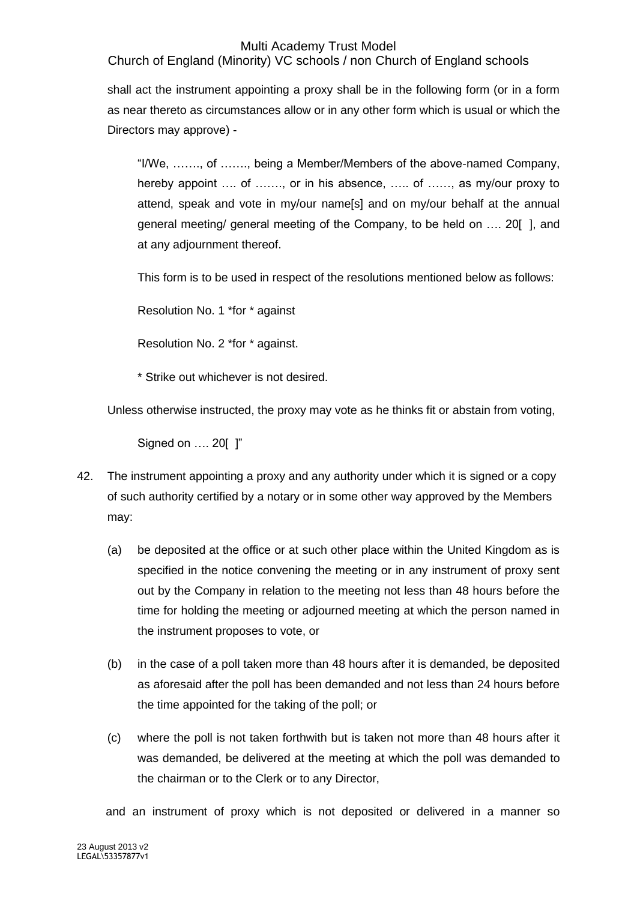shall act the instrument appointing a proxy shall be in the following form (or in a form as near thereto as circumstances allow or in any other form which is usual or which the Directors may approve) -

> "I/We, ……., of ……., being a Member/Members of the above-named Company, hereby appoint …. of ……., or in his absence, ….. of ……, as my/our proxy to attend, speak and vote in my/our name[s] and on my/our behalf at the annual general meeting/ general meeting of the Company, to be held on …. 20[ ], and at any adjournment thereof.
>
> This form is to be used in respect of the resolutions mentioned below as follows:
>
> Resolution No. 1 *for * against
>
> Resolution No. 2 *for * against.
>
> * Strike out whichever is not desired.

Unless otherwise instructed, the proxy may vote as he thinks fit or abstain from voting,

> Signed on …. 20[ ]"

42. The instrument appointing a proxy and any authority under which it is signed or a copy of such authority certified by a notary or in some other way approved by the Members may:

    (a) be deposited at the office or at such other place within the United Kingdom as is specified in the notice convening the meeting or in any instrument of proxy sent out by the Company in relation to the meeting not less than 48 hours before the time for holding the meeting or adjourned meeting at which the person named in the instrument proposes to vote, or

    (b) in the case of a poll taken more than 48 hours after it is demanded, be deposited as aforesaid after the poll has been demanded and not less than 24 hours before the time appointed for the taking of the poll; or

    (c) where the poll is not taken forthwith but is taken not more than 48 hours after it was demanded, be delivered at the meeting at which the poll was demanded to the chairman or to the Clerk or to any Director,

    and an instrument of proxy which is not deposited or delivered in a manner so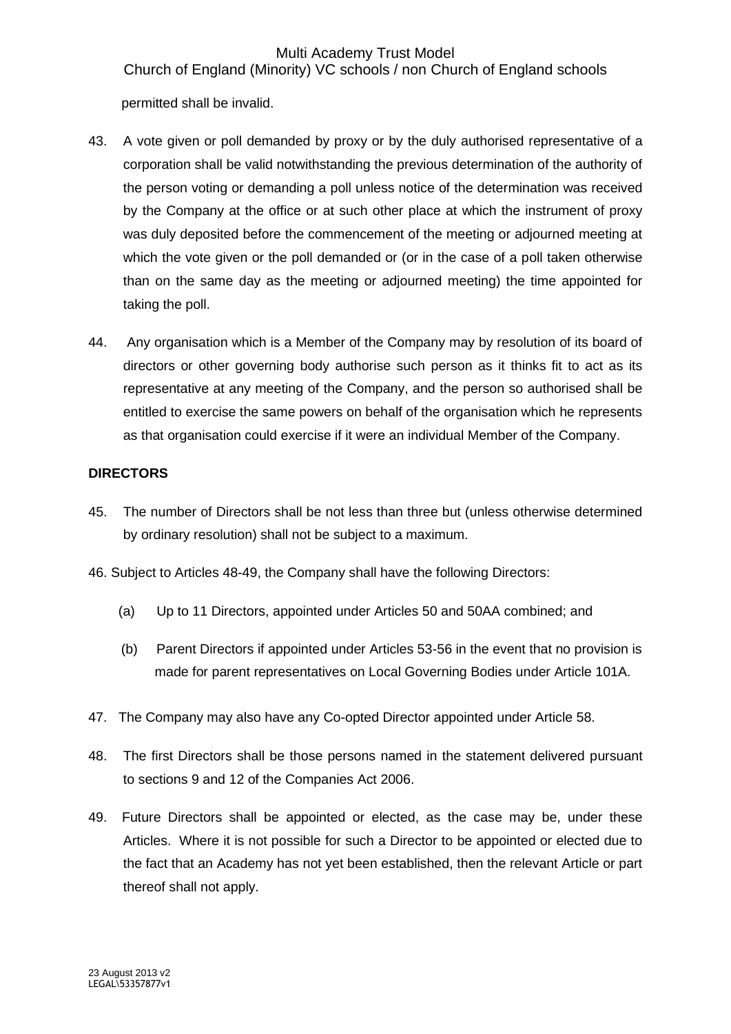permitted shall be invalid.

43. A vote given or poll demanded by proxy or by the duly authorised representative of a corporation shall be valid notwithstanding the previous determination of the authority of the person voting or demanding a poll unless notice of the determination was received by the Company at the office or at such other place at which the instrument of proxy was duly deposited before the commencement of the meeting or adjourned meeting at which the vote given or the poll demanded or (or in the case of a poll taken otherwise than on the same day as the meeting or adjourned meeting) the time appointed for taking the poll.

44. Any organisation which is a Member of the Company may by resolution of its board of directors or other governing body authorise such person as it thinks fit to act as its representative at any meeting of the Company, and the person so authorised shall be entitled to exercise the same powers on behalf of the organisation which he represents as that organisation could exercise if it were an individual Member of the Company.

**DIRECTORS**

45. The number of Directors shall be not less than three but (unless otherwise determined by ordinary resolution) shall not be subject to a maximum.

46. Subject to Articles 48-49, the Company shall have the following Directors:

(a) Up to 11 Directors, appointed under Articles 50 and 50AA combined; and

(b) Parent Directors if appointed under Articles 53-56 in the event that no provision is made for parent representatives on Local Governing Bodies under Article 101A.

47. The Company may also have any Co-opted Director appointed under Article 58.

48. The first Directors shall be those persons named in the statement delivered pursuant to sections 9 and 12 of the Companies Act 2006.

49. Future Directors shall be appointed or elected, as the case may be, under these Articles. Where it is not possible for such a Director to be appointed or elected due to the fact that an Academy has not yet been established, then the relevant Article or part thereof shall not apply.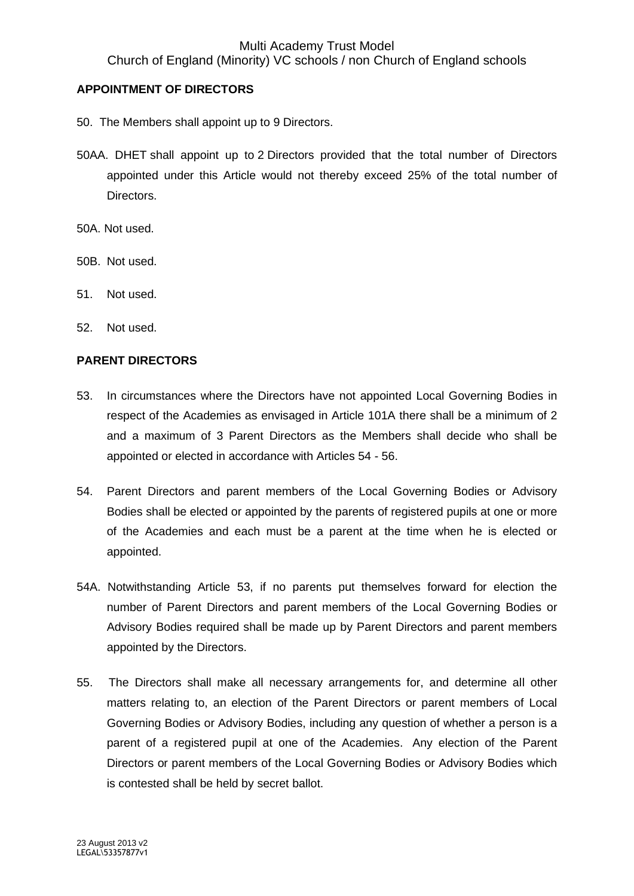**APPOINTMENT OF DIRECTORS**

50. The Members shall appoint up to 9 Directors.

50AA. DHET shall appoint up to 2 Directors provided that the total number of Directors appointed under this Article would not thereby exceed 25% of the total number of Directors.

50A. Not used.

50B. Not used.

51. Not used.

52. Not used.

**PARENT DIRECTORS**

53. In circumstances where the Directors have not appointed Local Governing Bodies in respect of the Academies as envisaged in Article 101A there shall be a minimum of 2 and a maximum of 3 Parent Directors as the Members shall decide who shall be appointed or elected in accordance with Articles 54 - 56.

54. Parent Directors and parent members of the Local Governing Bodies or Advisory Bodies shall be elected or appointed by the parents of registered pupils at one or more of the Academies and each must be a parent at the time when he is elected or appointed.

54A. Notwithstanding Article 53, if no parents put themselves forward for election the number of Parent Directors and parent members of the Local Governing Bodies or Advisory Bodies required shall be made up by Parent Directors and parent members appointed by the Directors.

55. The Directors shall make all necessary arrangements for, and determine all other matters relating to, an election of the Parent Directors or parent members of Local Governing Bodies or Advisory Bodies, including any question of whether a person is a parent of a registered pupil at one of the Academies. Any election of the Parent Directors or parent members of the Local Governing Bodies or Advisory Bodies which is contested shall be held by secret ballot.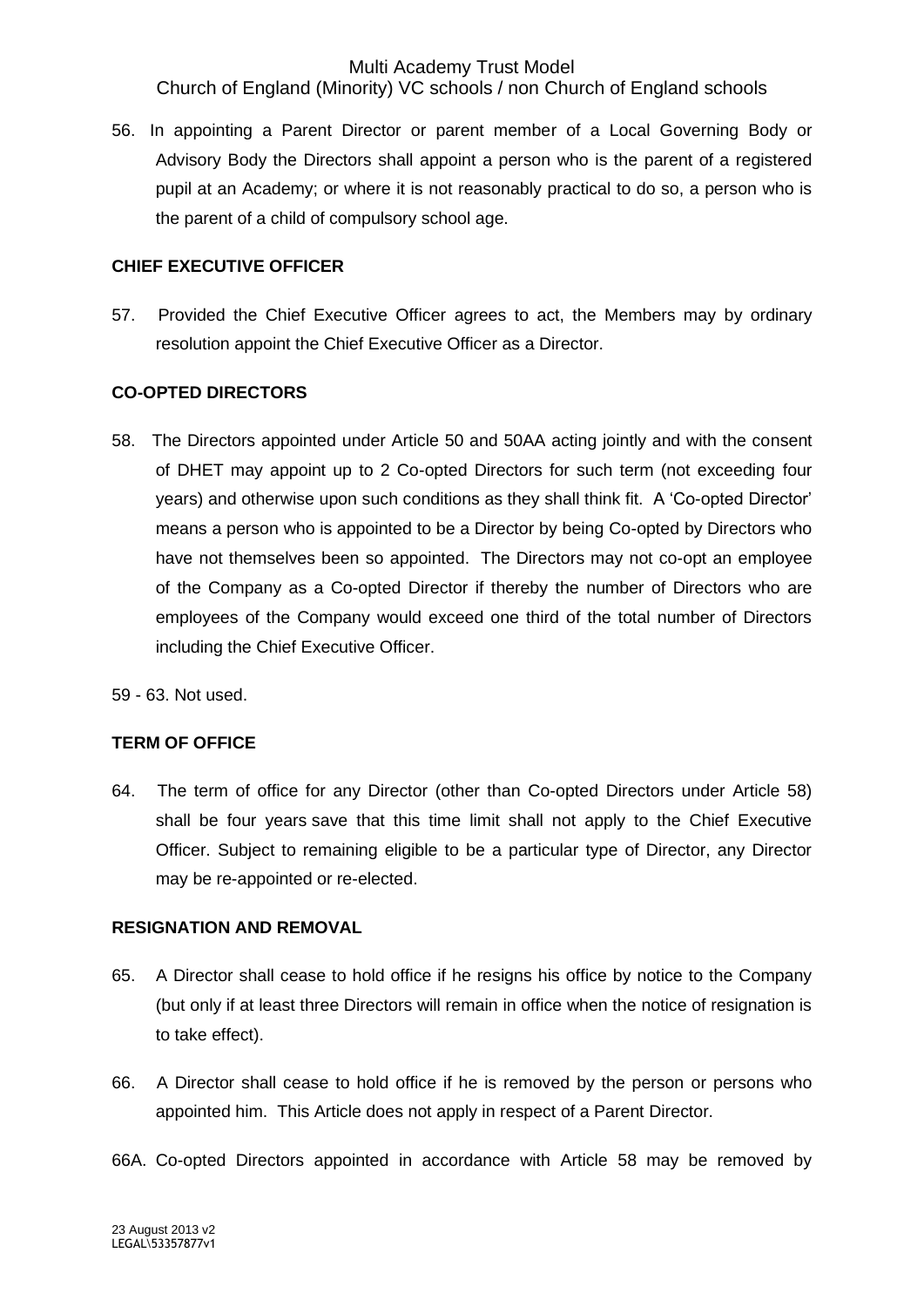56. In appointing a Parent Director or parent member of a Local Governing Body or Advisory Body the Directors shall appoint a person who is the parent of a registered pupil at an Academy; or where it is not reasonably practical to do so, a person who is the parent of a child of compulsory school age.

**CHIEF EXECUTIVE OFFICER**

57. Provided the Chief Executive Officer agrees to act, the Members may by ordinary resolution appoint the Chief Executive Officer as a Director.

**CO-OPTED DIRECTORS**

58. The Directors appointed under Article 50 and 50AA acting jointly and with the consent of DHET may appoint up to 2 Co-opted Directors for such term (not exceeding four years) and otherwise upon such conditions as they shall think fit. A 'Co-opted Director' means a person who is appointed to be a Director by being Co-opted by Directors who have not themselves been so appointed. The Directors may not co-opt an employee of the Company as a Co-opted Director if thereby the number of Directors who are employees of the Company would exceed one third of the total number of Directors including the Chief Executive Officer.

59 - 63. Not used.

**TERM OF OFFICE**

64. The term of office for any Director (other than Co-opted Directors under Article 58) shall be four years save that this time limit shall not apply to the Chief Executive Officer. Subject to remaining eligible to be a particular type of Director, any Director may be re-appointed or re-elected.

**RESIGNATION AND REMOVAL**

65. A Director shall cease to hold office if he resigns his office by notice to the Company (but only if at least three Directors will remain in office when the notice of resignation is to take effect).

66. A Director shall cease to hold office if he is removed by the person or persons who appointed him. This Article does not apply in respect of a Parent Director.

66A. Co-opted Directors appointed in accordance with Article 58 may be removed by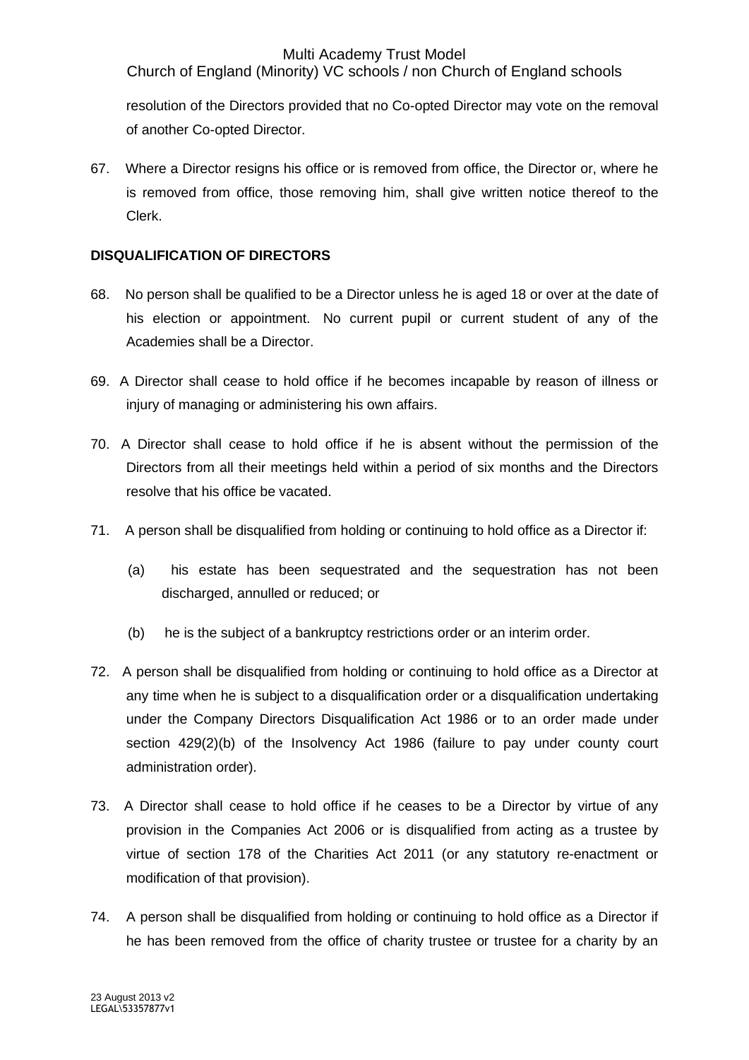resolution of the Directors provided that no Co-opted Director may vote on the removal of another Co-opted Director.

67. Where a Director resigns his office or is removed from office, the Director or, where he is removed from office, those removing him, shall give written notice thereof to the Clerk.

**DISQUALIFICATION OF DIRECTORS**

68. No person shall be qualified to be a Director unless he is aged 18 or over at the date of his election or appointment. No current pupil or current student of any of the Academies shall be a Director.

69. A Director shall cease to hold office if he becomes incapable by reason of illness or injury of managing or administering his own affairs.

70. A Director shall cease to hold office if he is absent without the permission of the Directors from all their meetings held within a period of six months and the Directors resolve that his office be vacated.

71. A person shall be disqualified from holding or continuing to hold office as a Director if:

   (a) his estate has been sequestrated and the sequestration has not been discharged, annulled or reduced; or

   (b) he is the subject of a bankruptcy restrictions order or an interim order.

72. A person shall be disqualified from holding or continuing to hold office as a Director at any time when he is subject to a disqualification order or a disqualification undertaking under the Company Directors Disqualification Act 1986 or to an order made under section 429(2)(b) of the Insolvency Act 1986 (failure to pay under county court administration order).

73. A Director shall cease to hold office if he ceases to be a Director by virtue of any provision in the Companies Act 2006 or is disqualified from acting as a trustee by virtue of section 178 of the Charities Act 2011 (or any statutory re-enactment or modification of that provision).

74. A person shall be disqualified from holding or continuing to hold office as a Director if he has been removed from the office of charity trustee or trustee for a charity by an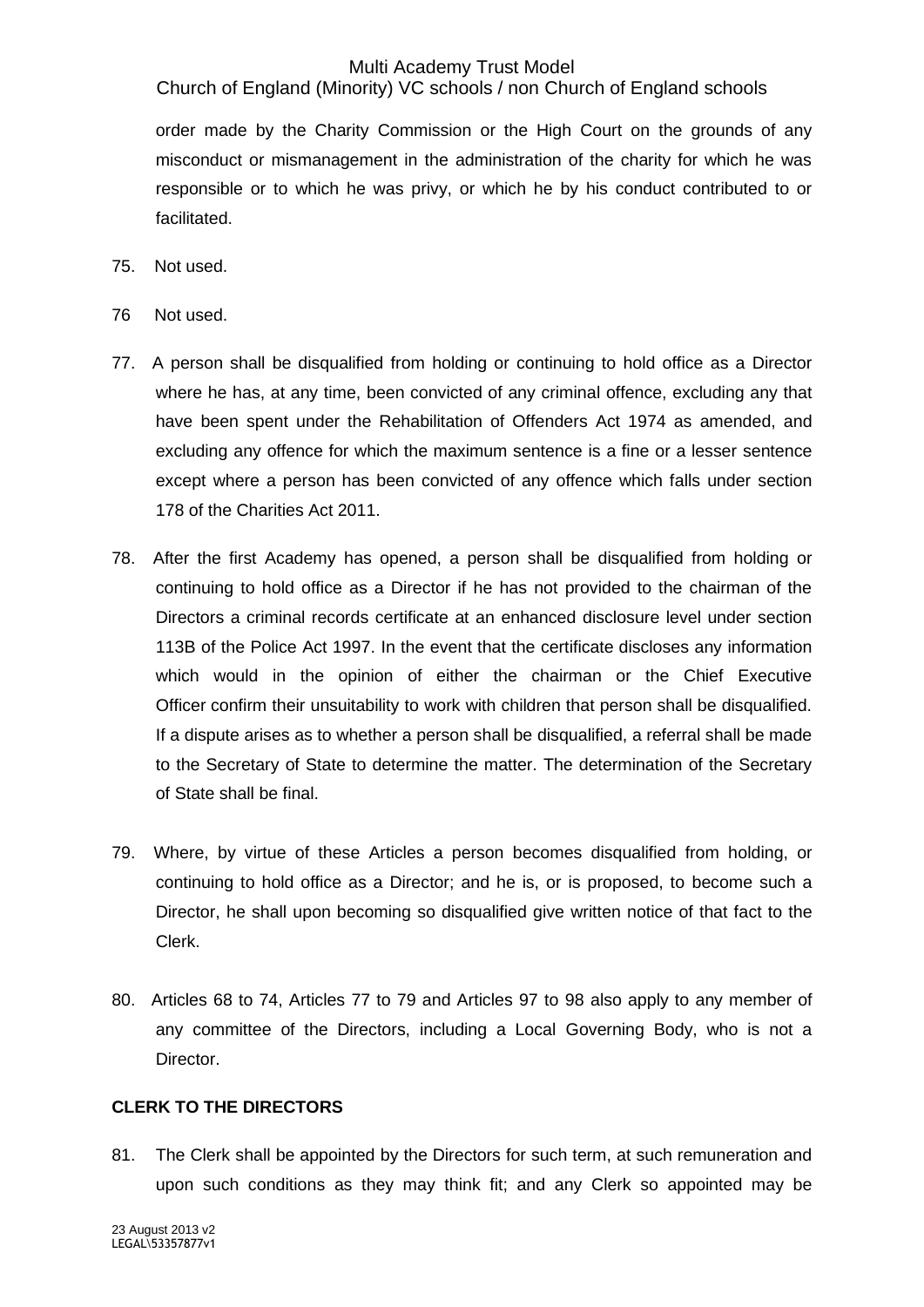order made by the Charity Commission or the High Court on the grounds of any misconduct or mismanagement in the administration of the charity for which he was responsible or to which he was privy, or which he by his conduct contributed to or facilitated.

75. Not used.

76 Not used.

77. A person shall be disqualified from holding or continuing to hold office as a Director where he has, at any time, been convicted of any criminal offence, excluding any that have been spent under the Rehabilitation of Offenders Act 1974 as amended, and excluding any offence for which the maximum sentence is a fine or a lesser sentence except where a person has been convicted of any offence which falls under section 178 of the Charities Act 2011.

78. After the first Academy has opened, a person shall be disqualified from holding or continuing to hold office as a Director if he has not provided to the chairman of the Directors a criminal records certificate at an enhanced disclosure level under section 113B of the Police Act 1997. In the event that the certificate discloses any information which would in the opinion of either the chairman or the Chief Executive Officer confirm their unsuitability to work with children that person shall be disqualified. If a dispute arises as to whether a person shall be disqualified, a referral shall be made to the Secretary of State to determine the matter. The determination of the Secretary of State shall be final.

79. Where, by virtue of these Articles a person becomes disqualified from holding, or continuing to hold office as a Director; and he is, or is proposed, to become such a Director, he shall upon becoming so disqualified give written notice of that fact to the Clerk.

80. Articles 68 to 74, Articles 77 to 79 and Articles 97 to 98 also apply to any member of any committee of the Directors, including a Local Governing Body, who is not a Director.

**CLERK TO THE DIRECTORS**

81. The Clerk shall be appointed by the Directors for such term, at such remuneration and upon such conditions as they may think fit; and any Clerk so appointed may be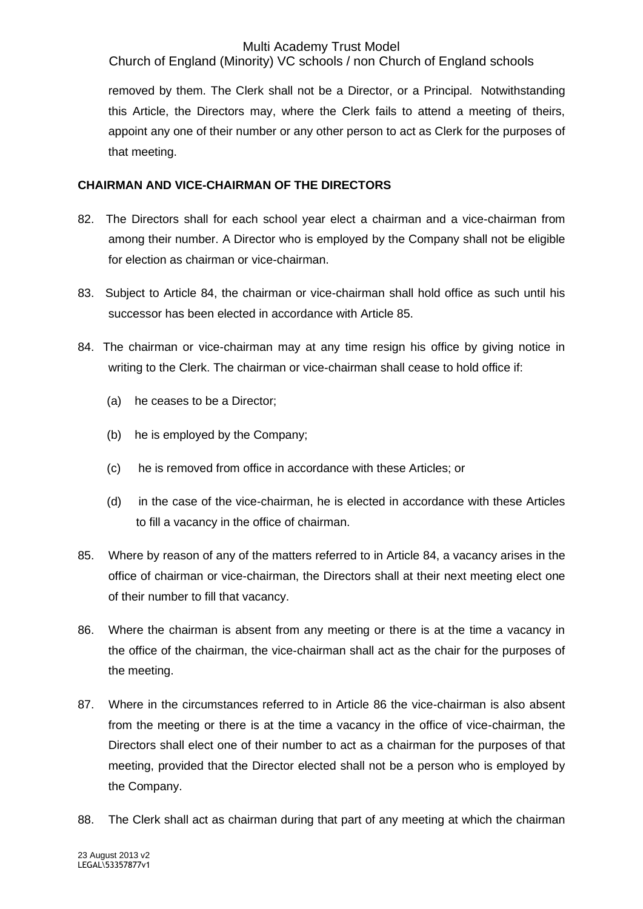removed by them. The Clerk shall not be a Director, or a Principal. Notwithstanding this Article, the Directors may, where the Clerk fails to attend a meeting of theirs, appoint any one of their number or any other person to act as Clerk for the purposes of that meeting.

**CHAIRMAN AND VICE-CHAIRMAN OF THE DIRECTORS**

82. The Directors shall for each school year elect a chairman and a vice-chairman from among their number. A Director who is employed by the Company shall not be eligible for election as chairman or vice-chairman.

83. Subject to Article 84, the chairman or vice-chairman shall hold office as such until his successor has been elected in accordance with Article 85.

84. The chairman or vice-chairman may at any time resign his office by giving notice in writing to the Clerk. The chairman or vice-chairman shall cease to hold office if:

    (a) he ceases to be a Director;

    (b) he is employed by the Company;

    (c) he is removed from office in accordance with these Articles; or

    (d) in the case of the vice-chairman, he is elected in accordance with these Articles to fill a vacancy in the office of chairman.

85. Where by reason of any of the matters referred to in Article 84, a vacancy arises in the office of chairman or vice-chairman, the Directors shall at their next meeting elect one of their number to fill that vacancy.

86. Where the chairman is absent from any meeting or there is at the time a vacancy in the office of the chairman, the vice-chairman shall act as the chair for the purposes of the meeting.

87. Where in the circumstances referred to in Article 86 the vice-chairman is also absent from the meeting or there is at the time a vacancy in the office of vice-chairman, the Directors shall elect one of their number to act as a chairman for the purposes of that meeting, provided that the Director elected shall not be a person who is employed by the Company.

88. The Clerk shall act as chairman during that part of any meeting at which the chairman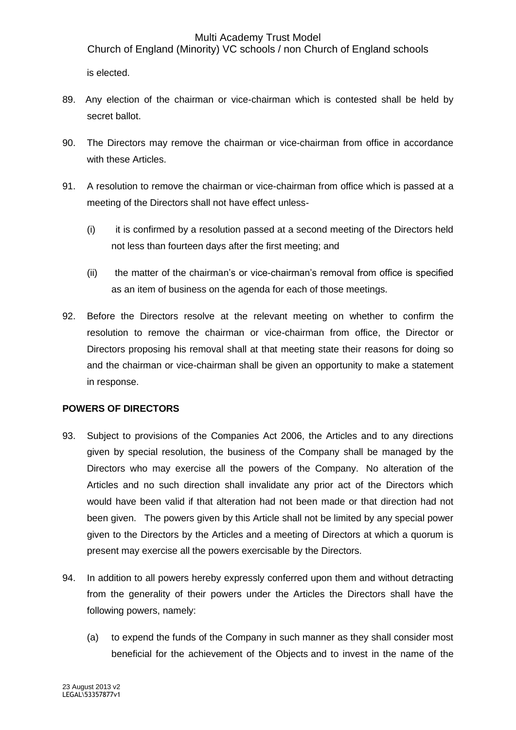is elected.

89. Any election of the chairman or vice-chairman which is contested shall be held by secret ballot.

90. The Directors may remove the chairman or vice-chairman from office in accordance with these Articles.

91. A resolution to remove the chairman or vice-chairman from office which is passed at a meeting of the Directors shall not have effect unless-

    (i) it is confirmed by a resolution passed at a second meeting of the Directors held not less than fourteen days after the first meeting; and

    (ii) the matter of the chairman's or vice-chairman's removal from office is specified as an item of business on the agenda for each of those meetings.

92. Before the Directors resolve at the relevant meeting on whether to confirm the resolution to remove the chairman or vice-chairman from office, the Director or Directors proposing his removal shall at that meeting state their reasons for doing so and the chairman or vice-chairman shall be given an opportunity to make a statement in response.

**POWERS OF DIRECTORS**

93. Subject to provisions of the Companies Act 2006, the Articles and to any directions given by special resolution, the business of the Company shall be managed by the Directors who may exercise all the powers of the Company. No alteration of the Articles and no such direction shall invalidate any prior act of the Directors which would have been valid if that alteration had not been made or that direction had not been given. The powers given by this Article shall not be limited by any special power given to the Directors by the Articles and a meeting of Directors at which a quorum is present may exercise all the powers exercisable by the Directors.

94. In addition to all powers hereby expressly conferred upon them and without detracting from the generality of their powers under the Articles the Directors shall have the following powers, namely:

    (a) to expend the funds of the Company in such manner as they shall consider most beneficial for the achievement of the Objects and to invest in the name of the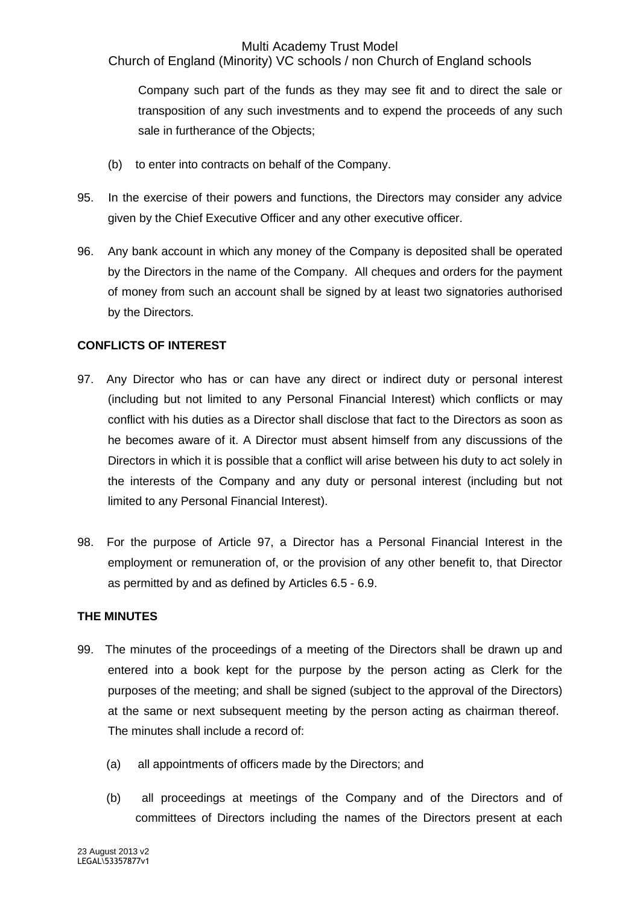Company such part of the funds as they may see fit and to direct the sale or transposition of any such investments and to expend the proceeds of any such sale in furtherance of the Objects;

(b) to enter into contracts on behalf of the Company.

95. In the exercise of their powers and functions, the Directors may consider any advice given by the Chief Executive Officer and any other executive officer.

96. Any bank account in which any money of the Company is deposited shall be operated by the Directors in the name of the Company. All cheques and orders for the payment of money from such an account shall be signed by at least two signatories authorised by the Directors.

**CONFLICTS OF INTEREST**

97. Any Director who has or can have any direct or indirect duty or personal interest (including but not limited to any Personal Financial Interest) which conflicts or may conflict with his duties as a Director shall disclose that fact to the Directors as soon as he becomes aware of it. A Director must absent himself from any discussions of the Directors in which it is possible that a conflict will arise between his duty to act solely in the interests of the Company and any duty or personal interest (including but not limited to any Personal Financial Interest).

98. For the purpose of Article 97, a Director has a Personal Financial Interest in the employment or remuneration of, or the provision of any other benefit to, that Director as permitted by and as defined by Articles 6.5 - 6.9.

**THE MINUTES**

99. The minutes of the proceedings of a meeting of the Directors shall be drawn up and entered into a book kept for the purpose by the person acting as Clerk for the purposes of the meeting; and shall be signed (subject to the approval of the Directors) at the same or next subsequent meeting by the person acting as chairman thereof. The minutes shall include a record of:

(a) all appointments of officers made by the Directors; and

(b) all proceedings at meetings of the Company and of the Directors and of committees of Directors including the names of the Directors present at each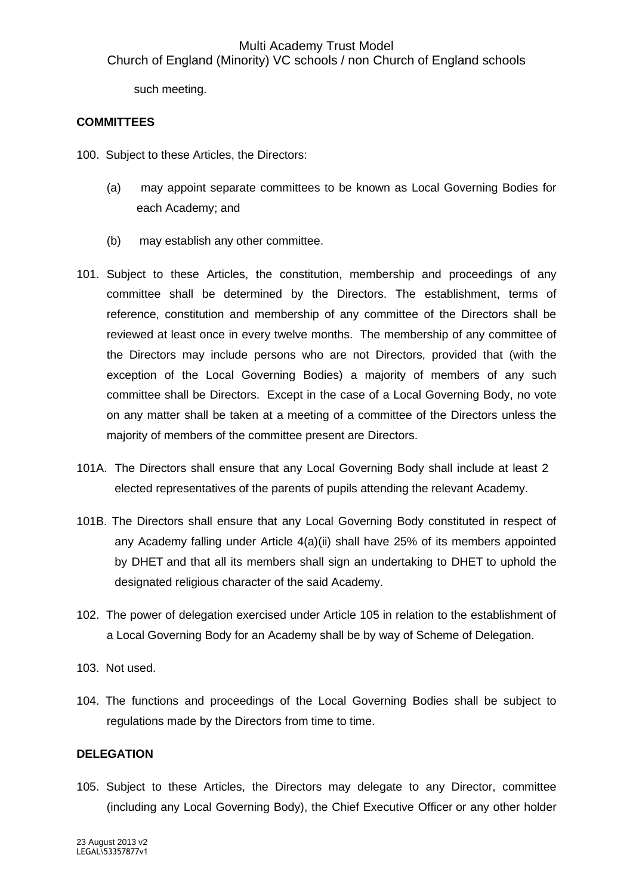such meeting.

**COMMITTEES**

100. Subject to these Articles, the Directors:

   (a) may appoint separate committees to be known as Local Governing Bodies for each Academy; and

   (b) may establish any other committee.

101. Subject to these Articles, the constitution, membership and proceedings of any committee shall be determined by the Directors. The establishment, terms of reference, constitution and membership of any committee of the Directors shall be reviewed at least once in every twelve months. The membership of any committee of the Directors may include persons who are not Directors, provided that (with the exception of the Local Governing Bodies) a majority of members of any such committee shall be Directors. Except in the case of a Local Governing Body, no vote on any matter shall be taken at a meeting of a committee of the Directors unless the majority of members of the committee present are Directors.

101A. The Directors shall ensure that any Local Governing Body shall include at least 2 elected representatives of the parents of pupils attending the relevant Academy.

101B. The Directors shall ensure that any Local Governing Body constituted in respect of any Academy falling under Article 4(a)(ii) shall have 25% of its members appointed by DHET and that all its members shall sign an undertaking to DHET to uphold the designated religious character of the said Academy.

102. The power of delegation exercised under Article 105 in relation to the establishment of a Local Governing Body for an Academy shall be by way of Scheme of Delegation.

103. Not used.

104. The functions and proceedings of the Local Governing Bodies shall be subject to regulations made by the Directors from time to time.

**DELEGATION**

105. Subject to these Articles, the Directors may delegate to any Director, committee (including any Local Governing Body), the Chief Executive Officer or any other holder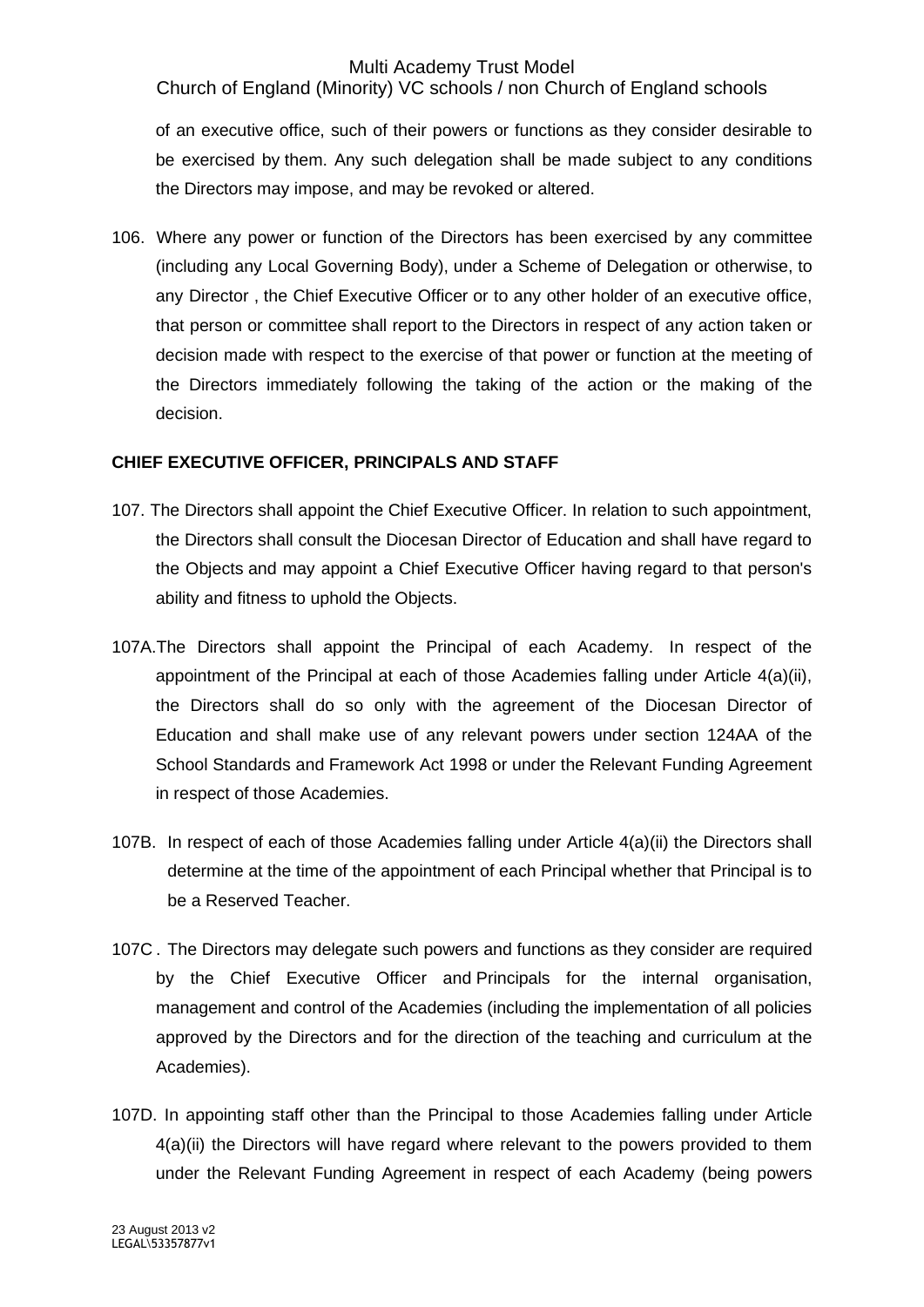of an executive office, such of their powers or functions as they consider desirable to be exercised by them. Any such delegation shall be made subject to any conditions the Directors may impose, and may be revoked or altered.

106. Where any power or function of the Directors has been exercised by any committee (including any Local Governing Body), under a Scheme of Delegation or otherwise, to any Director , the Chief Executive Officer or to any other holder of an executive office, that person or committee shall report to the Directors in respect of any action taken or decision made with respect to the exercise of that power or function at the meeting of the Directors immediately following the taking of the action or the making of the decision.

**CHIEF EXECUTIVE OFFICER, PRINCIPALS AND STAFF**

107. The Directors shall appoint the Chief Executive Officer. In relation to such appointment, the Directors shall consult the Diocesan Director of Education and shall have regard to the Objects and may appoint a Chief Executive Officer having regard to that person's ability and fitness to uphold the Objects.

107A. The Directors shall appoint the Principal of each Academy. In respect of the appointment of the Principal at each of those Academies falling under Article 4(a)(ii), the Directors shall do so only with the agreement of the Diocesan Director of Education and shall make use of any relevant powers under section 124AA of the School Standards and Framework Act 1998 or under the Relevant Funding Agreement in respect of those Academies.

107B. In respect of each of those Academies falling under Article 4(a)(ii) the Directors shall determine at the time of the appointment of each Principal whether that Principal is to be a Reserved Teacher.

107C. The Directors may delegate such powers and functions as they consider are required by the Chief Executive Officer and Principals for the internal organisation, management and control of the Academies (including the implementation of all policies approved by the Directors and for the direction of the teaching and curriculum at the Academies).

107D. In appointing staff other than the Principal to those Academies falling under Article 4(a)(ii) the Directors will have regard where relevant to the powers provided to them under the Relevant Funding Agreement in respect of each Academy (being powers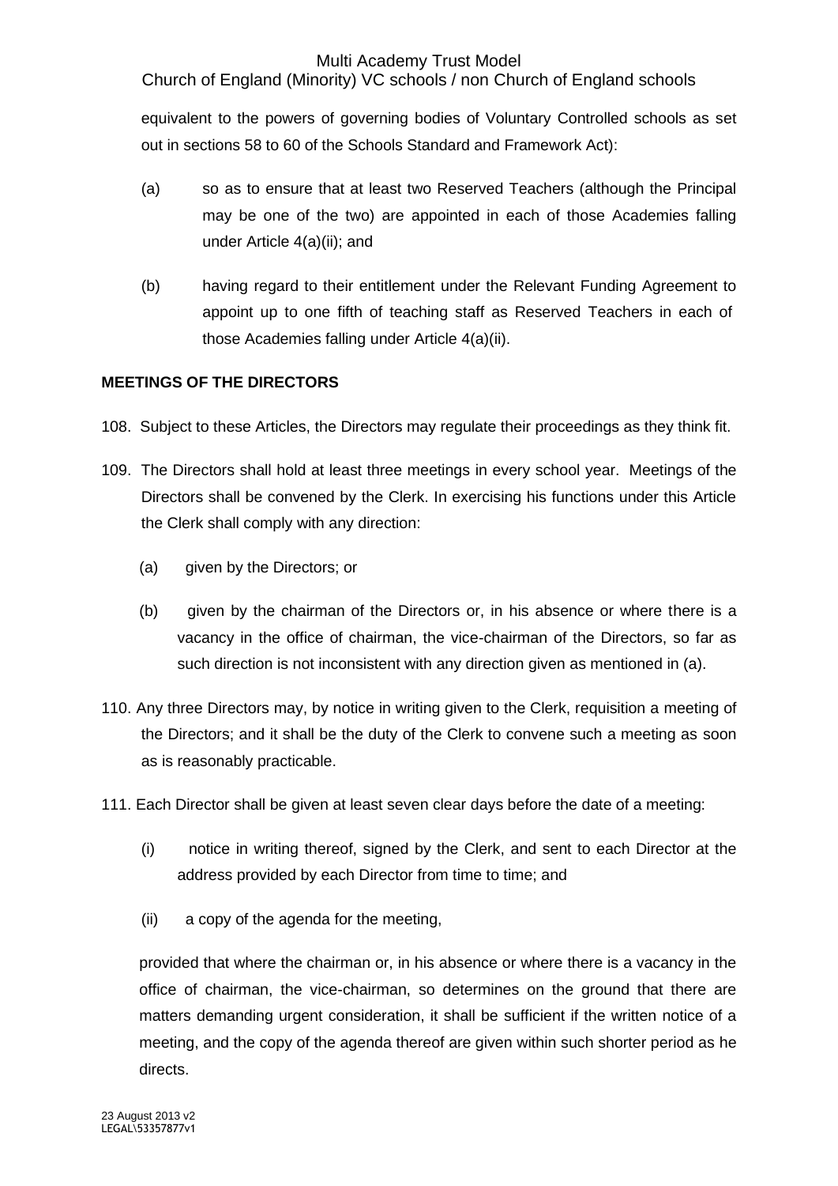equivalent to the powers of governing bodies of Voluntary Controlled schools as set out in sections 58 to 60 of the Schools Standard and Framework Act):

(a) so as to ensure that at least two Reserved Teachers (although the Principal may be one of the two) are appointed in each of those Academies falling under Article 4(a)(ii); and

(b) having regard to their entitlement under the Relevant Funding Agreement to appoint up to one fifth of teaching staff as Reserved Teachers in each of those Academies falling under Article 4(a)(ii).

**MEETINGS OF THE DIRECTORS**

108. Subject to these Articles, the Directors may regulate their proceedings as they think fit.

109. The Directors shall hold at least three meetings in every school year. Meetings of the Directors shall be convened by the Clerk. In exercising his functions under this Article the Clerk shall comply with any direction:

(a) given by the Directors; or

(b) given by the chairman of the Directors or, in his absence or where there is a vacancy in the office of chairman, the vice-chairman of the Directors, so far as such direction is not inconsistent with any direction given as mentioned in (a).

110. Any three Directors may, by notice in writing given to the Clerk, requisition a meeting of the Directors; and it shall be the duty of the Clerk to convene such a meeting as soon as is reasonably practicable.

111. Each Director shall be given at least seven clear days before the date of a meeting:

(i) notice in writing thereof, signed by the Clerk, and sent to each Director at the address provided by each Director from time to time; and

(ii) a copy of the agenda for the meeting,

provided that where the chairman or, in his absence or where there is a vacancy in the office of chairman, the vice-chairman, so determines on the ground that there are matters demanding urgent consideration, it shall be sufficient if the written notice of a meeting, and the copy of the agenda thereof are given within such shorter period as he directs.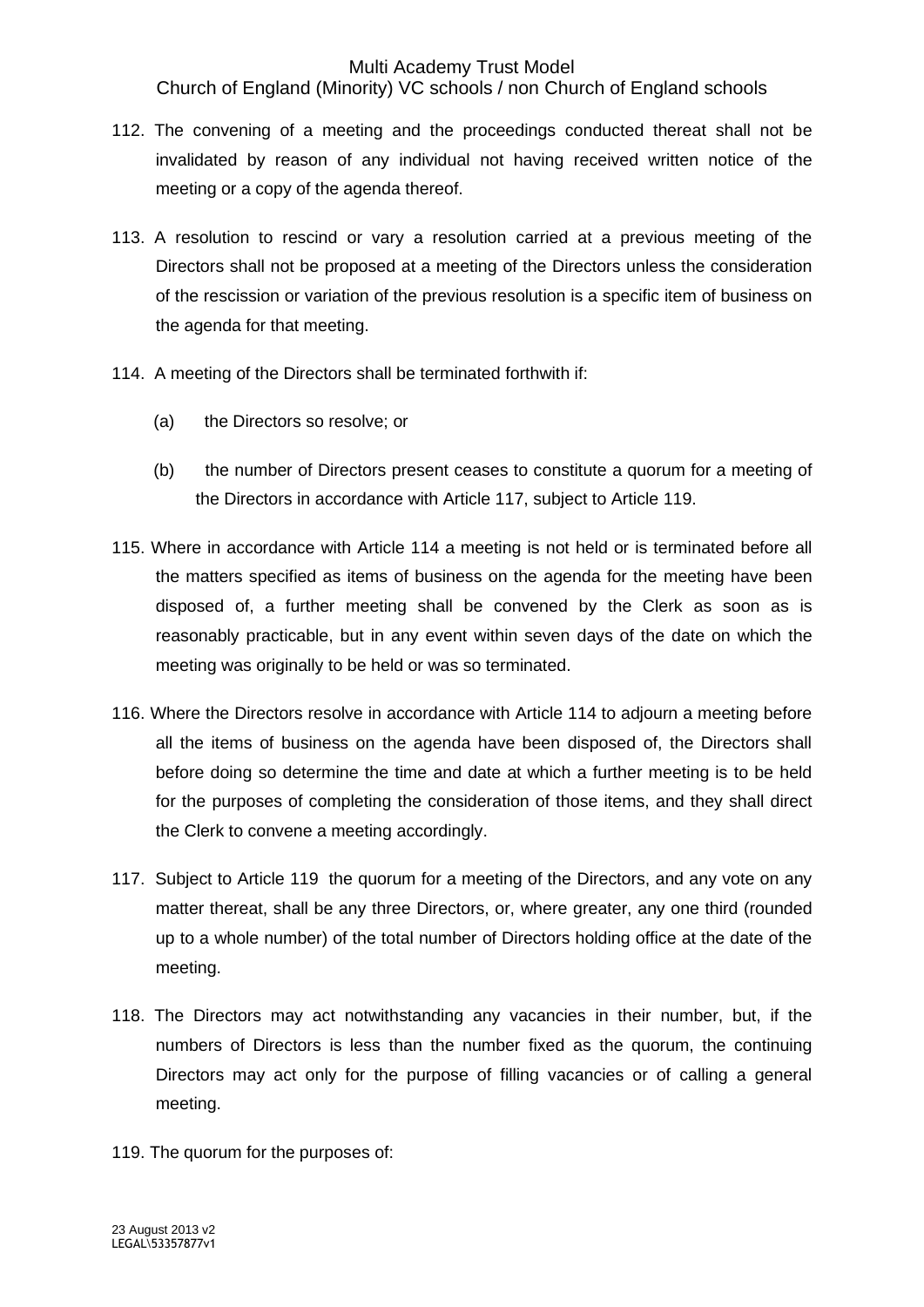112. The convening of a meeting and the proceedings conducted thereat shall not be invalidated by reason of any individual not having received written notice of the meeting or a copy of the agenda thereof.

113. A resolution to rescind or vary a resolution carried at a previous meeting of the Directors shall not be proposed at a meeting of the Directors unless the consideration of the rescission or variation of the previous resolution is a specific item of business on the agenda for that meeting.

114. A meeting of the Directors shall be terminated forthwith if:

   (a) the Directors so resolve; or

   (b) the number of Directors present ceases to constitute a quorum for a meeting of the Directors in accordance with Article 117, subject to Article 119.

115. Where in accordance with Article 114 a meeting is not held or is terminated before all the matters specified as items of business on the agenda for the meeting have been disposed of, a further meeting shall be convened by the Clerk as soon as is reasonably practicable, but in any event within seven days of the date on which the meeting was originally to be held or was so terminated.

116. Where the Directors resolve in accordance with Article 114 to adjourn a meeting before all the items of business on the agenda have been disposed of, the Directors shall before doing so determine the time and date at which a further meeting is to be held for the purposes of completing the consideration of those items, and they shall direct the Clerk to convene a meeting accordingly.

117. Subject to Article 119 the quorum for a meeting of the Directors, and any vote on any matter thereat, shall be any three Directors, or, where greater, any one third (rounded up to a whole number) of the total number of Directors holding office at the date of the meeting.

118. The Directors may act notwithstanding any vacancies in their number, but, if the numbers of Directors is less than the number fixed as the quorum, the continuing Directors may act only for the purpose of filling vacancies or of calling a general meeting.

119. The quorum for the purposes of: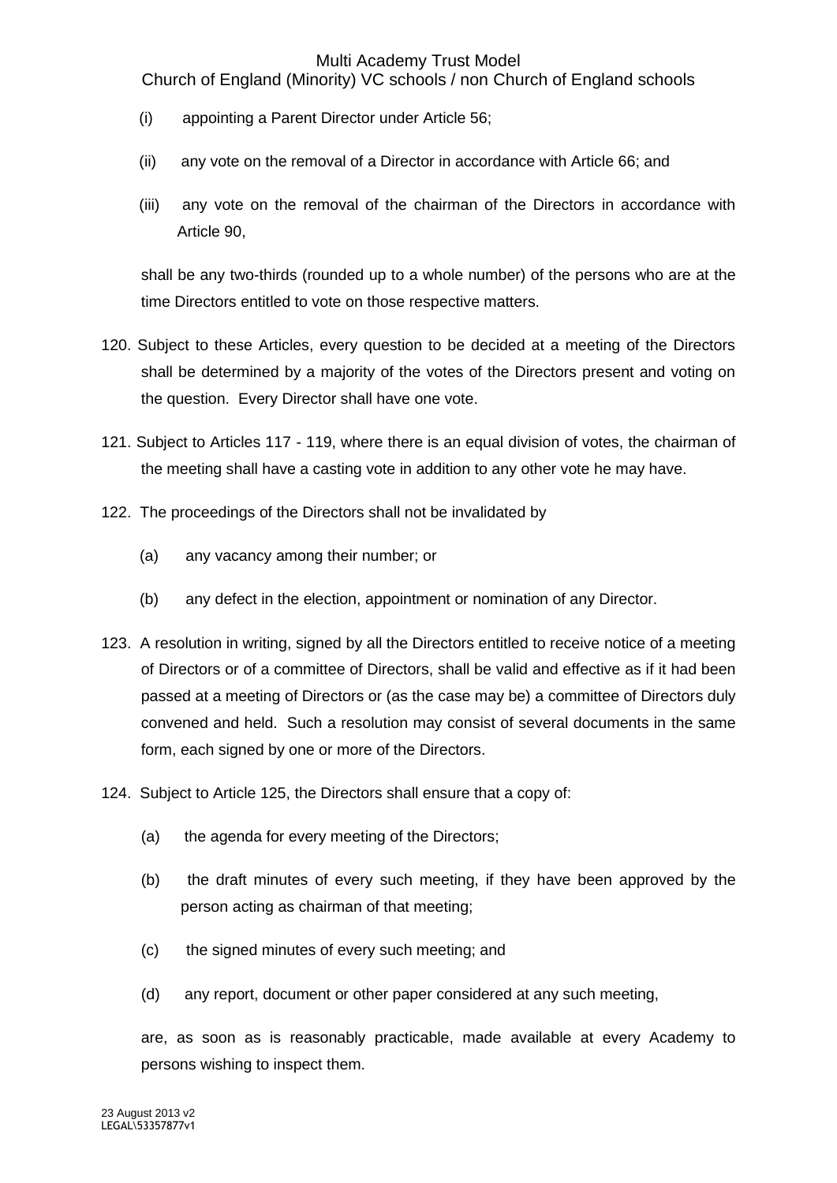(i) appointing a Parent Director under Article 56;

(ii) any vote on the removal of a Director in accordance with Article 66; and

(iii) any vote on the removal of the chairman of the Directors in accordance with Article 90,

shall be any two-thirds (rounded up to a whole number) of the persons who are at the time Directors entitled to vote on those respective matters.

120. Subject to these Articles, every question to be decided at a meeting of the Directors shall be determined by a majority of the votes of the Directors present and voting on the question. Every Director shall have one vote.

121. Subject to Articles 117 - 119, where there is an equal division of votes, the chairman of the meeting shall have a casting vote in addition to any other vote he may have.

122. The proceedings of the Directors shall not be invalidated by

(a) any vacancy among their number; or

(b) any defect in the election, appointment or nomination of any Director.

123. A resolution in writing, signed by all the Directors entitled to receive notice of a meeting of Directors or of a committee of Directors, shall be valid and effective as if it had been passed at a meeting of Directors or (as the case may be) a committee of Directors duly convened and held. Such a resolution may consist of several documents in the same form, each signed by one or more of the Directors.

124. Subject to Article 125, the Directors shall ensure that a copy of:

(a) the agenda for every meeting of the Directors;

(b) the draft minutes of every such meeting, if they have been approved by the person acting as chairman of that meeting;

(c) the signed minutes of every such meeting; and

(d) any report, document or other paper considered at any such meeting,

are, as soon as is reasonably practicable, made available at every Academy to persons wishing to inspect them.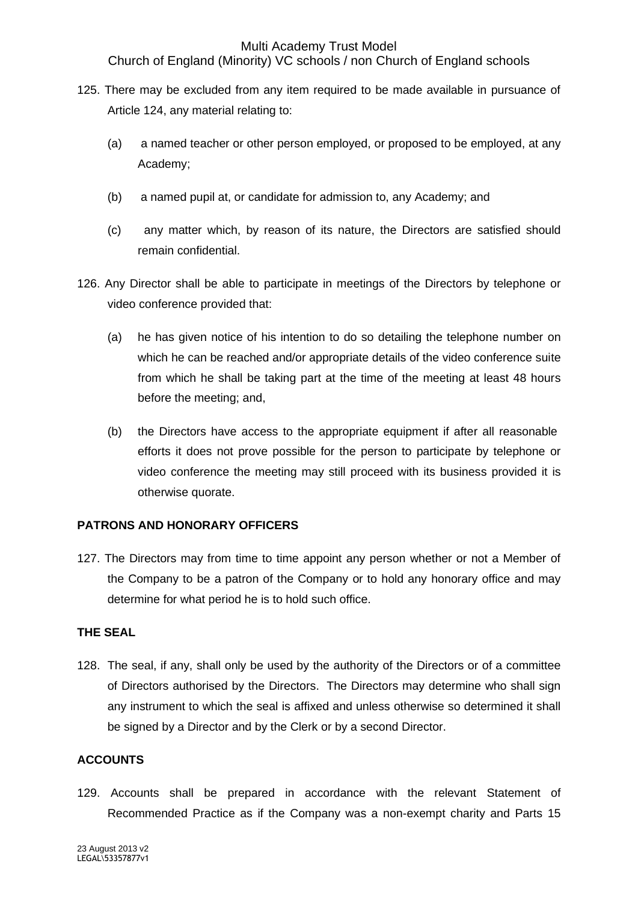125. There may be excluded from any item required to be made available in pursuance of Article 124, any material relating to:

    (a) a named teacher or other person employed, or proposed to be employed, at any Academy;

    (b) a named pupil at, or candidate for admission to, any Academy; and

    (c) any matter which, by reason of its nature, the Directors are satisfied should remain confidential.

126. Any Director shall be able to participate in meetings of the Directors by telephone or video conference provided that:

    (a) he has given notice of his intention to do so detailing the telephone number on which he can be reached and/or appropriate details of the video conference suite from which he shall be taking part at the time of the meeting at least 48 hours before the meeting; and,

    (b) the Directors have access to the appropriate equipment if after all reasonable efforts it does not prove possible for the person to participate by telephone or video conference the meeting may still proceed with its business provided it is otherwise quorate.

**PATRONS AND HONORARY OFFICERS**

127. The Directors may from time to time appoint any person whether or not a Member of the Company to be a patron of the Company or to hold any honorary office and may determine for what period he is to hold such office.

**THE SEAL**

128. The seal, if any, shall only be used by the authority of the Directors or of a committee of Directors authorised by the Directors. The Directors may determine who shall sign any instrument to which the seal is affixed and unless otherwise so determined it shall be signed by a Director and by the Clerk or by a second Director.

**ACCOUNTS**

129. Accounts shall be prepared in accordance with the relevant Statement of Recommended Practice as if the Company was a non-exempt charity and Parts 15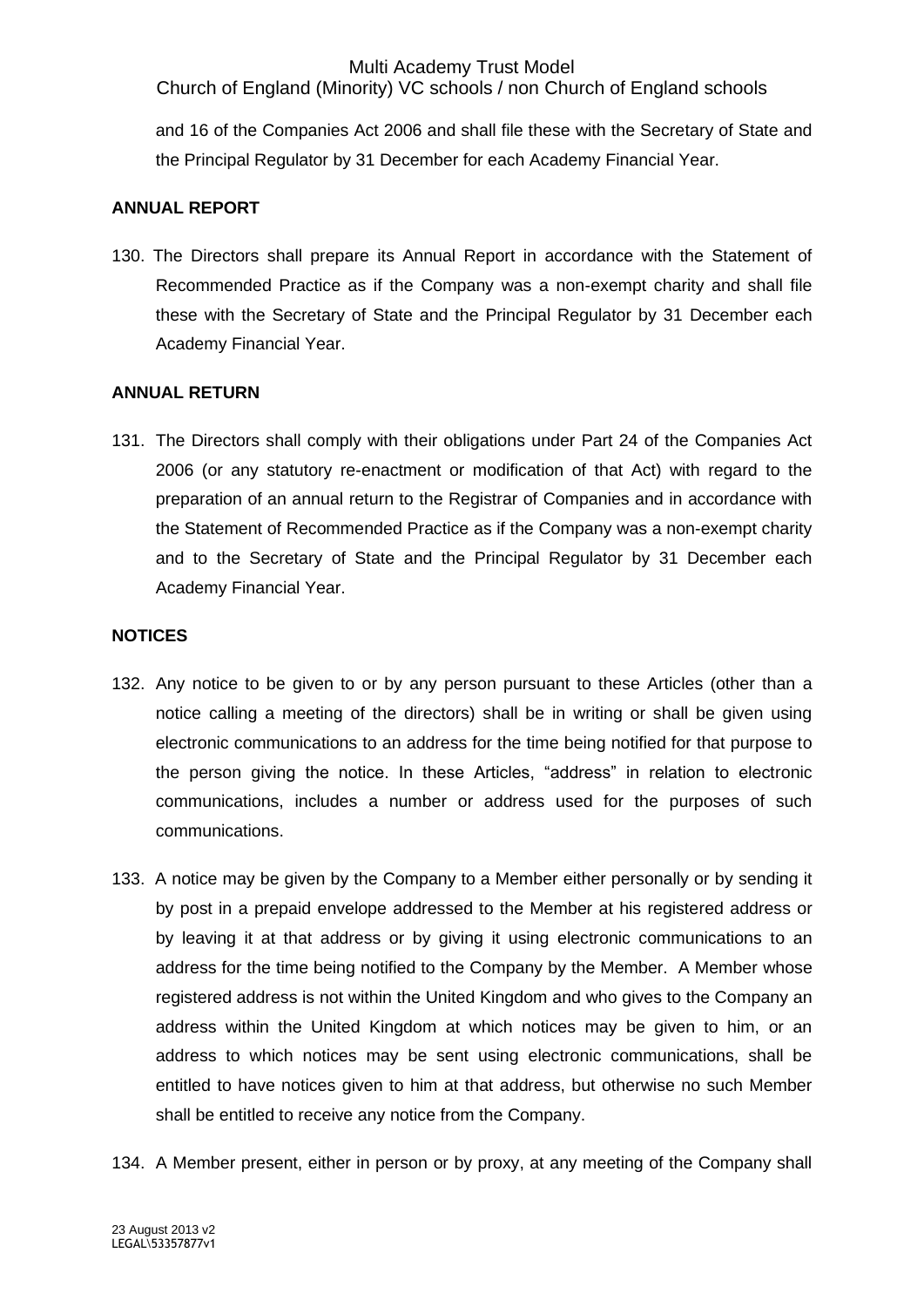and 16 of the Companies Act 2006 and shall file these with the Secretary of State and the Principal Regulator by 31 December for each Academy Financial Year.

**ANNUAL REPORT**

130. The Directors shall prepare its Annual Report in accordance with the Statement of Recommended Practice as if the Company was a non-exempt charity and shall file these with the Secretary of State and the Principal Regulator by 31 December each Academy Financial Year.

**ANNUAL RETURN**

131. The Directors shall comply with their obligations under Part 24 of the Companies Act 2006 (or any statutory re-enactment or modification of that Act) with regard to the preparation of an annual return to the Registrar of Companies and in accordance with the Statement of Recommended Practice as if the Company was a non-exempt charity and to the Secretary of State and the Principal Regulator by 31 December each Academy Financial Year.

**NOTICES**

132. Any notice to be given to or by any person pursuant to these Articles (other than a notice calling a meeting of the directors) shall be in writing or shall be given using electronic communications to an address for the time being notified for that purpose to the person giving the notice. In these Articles, "address" in relation to electronic communications, includes a number or address used for the purposes of such communications.

133. A notice may be given by the Company to a Member either personally or by sending it by post in a prepaid envelope addressed to the Member at his registered address or by leaving it at that address or by giving it using electronic communications to an address for the time being notified to the Company by the Member. A Member whose registered address is not within the United Kingdom and who gives to the Company an address within the United Kingdom at which notices may be given to him, or an address to which notices may be sent using electronic communications, shall be entitled to have notices given to him at that address, but otherwise no such Member shall be entitled to receive any notice from the Company.

134. A Member present, either in person or by proxy, at any meeting of the Company shall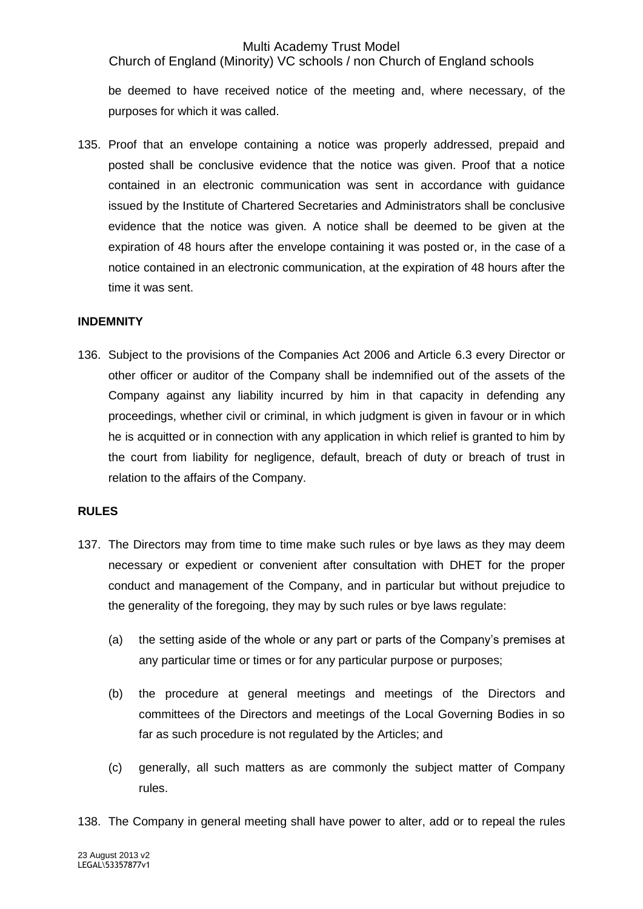be deemed to have received notice of the meeting and, where necessary, of the purposes for which it was called.

135. Proof that an envelope containing a notice was properly addressed, prepaid and posted shall be conclusive evidence that the notice was given. Proof that a notice contained in an electronic communication was sent in accordance with guidance issued by the Institute of Chartered Secretaries and Administrators shall be conclusive evidence that the notice was given. A notice shall be deemed to be given at the expiration of 48 hours after the envelope containing it was posted or, in the case of a notice contained in an electronic communication, at the expiration of 48 hours after the time it was sent.

**INDEMNITY**

136. Subject to the provisions of the Companies Act 2006 and Article 6.3 every Director or other officer or auditor of the Company shall be indemnified out of the assets of the Company against any liability incurred by him in that capacity in defending any proceedings, whether civil or criminal, in which judgment is given in favour or in which he is acquitted or in connection with any application in which relief is granted to him by the court from liability for negligence, default, breach of duty or breach of trust in relation to the affairs of the Company.

**RULES**

137. The Directors may from time to time make such rules or bye laws as they may deem necessary or expedient or convenient after consultation with DHET for the proper conduct and management of the Company, and in particular but without prejudice to the generality of the foregoing, they may by such rules or bye laws regulate:

    (a) the setting aside of the whole or any part or parts of the Company's premises at any particular time or times or for any particular purpose or purposes;

    (b) the procedure at general meetings and meetings of the Directors and committees of the Directors and meetings of the Local Governing Bodies in so far as such procedure is not regulated by the Articles; and

    (c) generally, all such matters as are commonly the subject matter of Company rules.

138. The Company in general meeting shall have power to alter, add or to repeal the rules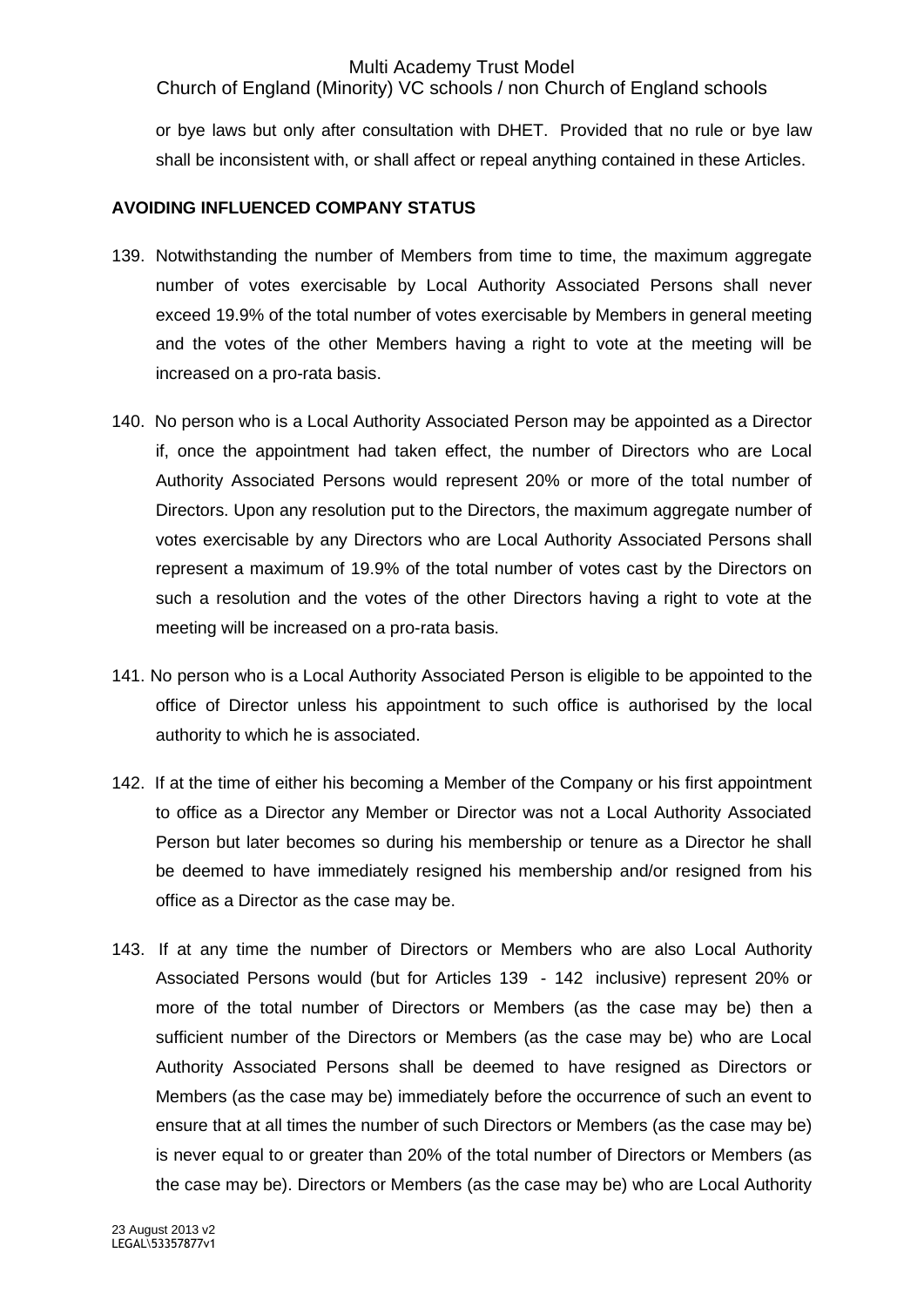or bye laws but only after consultation with DHET. Provided that no rule or bye law shall be inconsistent with, or shall affect or repeal anything contained in these Articles.

**AVOIDING INFLUENCED COMPANY STATUS**

139. Notwithstanding the number of Members from time to time, the maximum aggregate number of votes exercisable by Local Authority Associated Persons shall never exceed 19.9% of the total number of votes exercisable by Members in general meeting and the votes of the other Members having a right to vote at the meeting will be increased on a pro-rata basis.

140. No person who is a Local Authority Associated Person may be appointed as a Director if, once the appointment had taken effect, the number of Directors who are Local Authority Associated Persons would represent 20% or more of the total number of Directors. Upon any resolution put to the Directors, the maximum aggregate number of votes exercisable by any Directors who are Local Authority Associated Persons shall represent a maximum of 19.9% of the total number of votes cast by the Directors on such a resolution and the votes of the other Directors having a right to vote at the meeting will be increased on a pro-rata basis.

141. No person who is a Local Authority Associated Person is eligible to be appointed to the office of Director unless his appointment to such office is authorised by the local authority to which he is associated.

142. If at the time of either his becoming a Member of the Company or his first appointment to office as a Director any Member or Director was not a Local Authority Associated Person but later becomes so during his membership or tenure as a Director he shall be deemed to have immediately resigned his membership and/or resigned from his office as a Director as the case may be.

143. If at any time the number of Directors or Members who are also Local Authority Associated Persons would (but for Articles 139 - 142 inclusive) represent 20% or more of the total number of Directors or Members (as the case may be) then a sufficient number of the Directors or Members (as the case may be) who are Local Authority Associated Persons shall be deemed to have resigned as Directors or Members (as the case may be) immediately before the occurrence of such an event to ensure that at all times the number of such Directors or Members (as the case may be) is never equal to or greater than 20% of the total number of Directors or Members (as the case may be). Directors or Members (as the case may be) who are Local Authority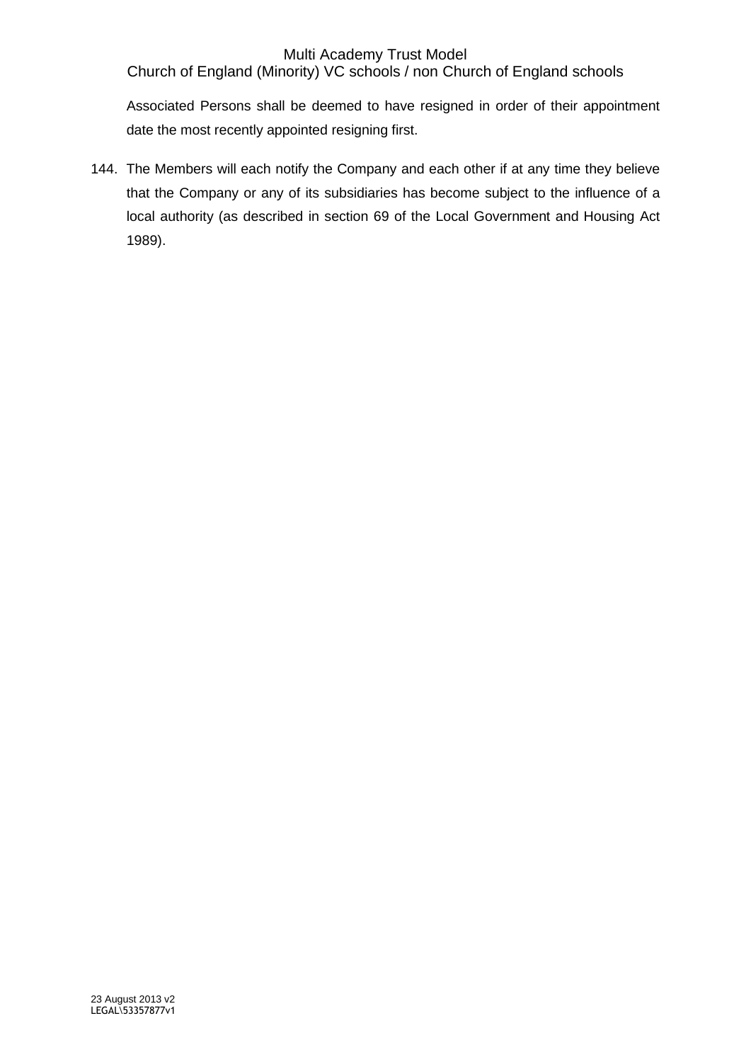Associated Persons shall be deemed to have resigned in order of their appointment date the most recently appointed resigning first.

144. The Members will each notify the Company and each other if at any time they believe that the Company or any of its subsidiaries has become subject to the influence of a local authority (as described in section 69 of the Local Government and Housing Act 1989).